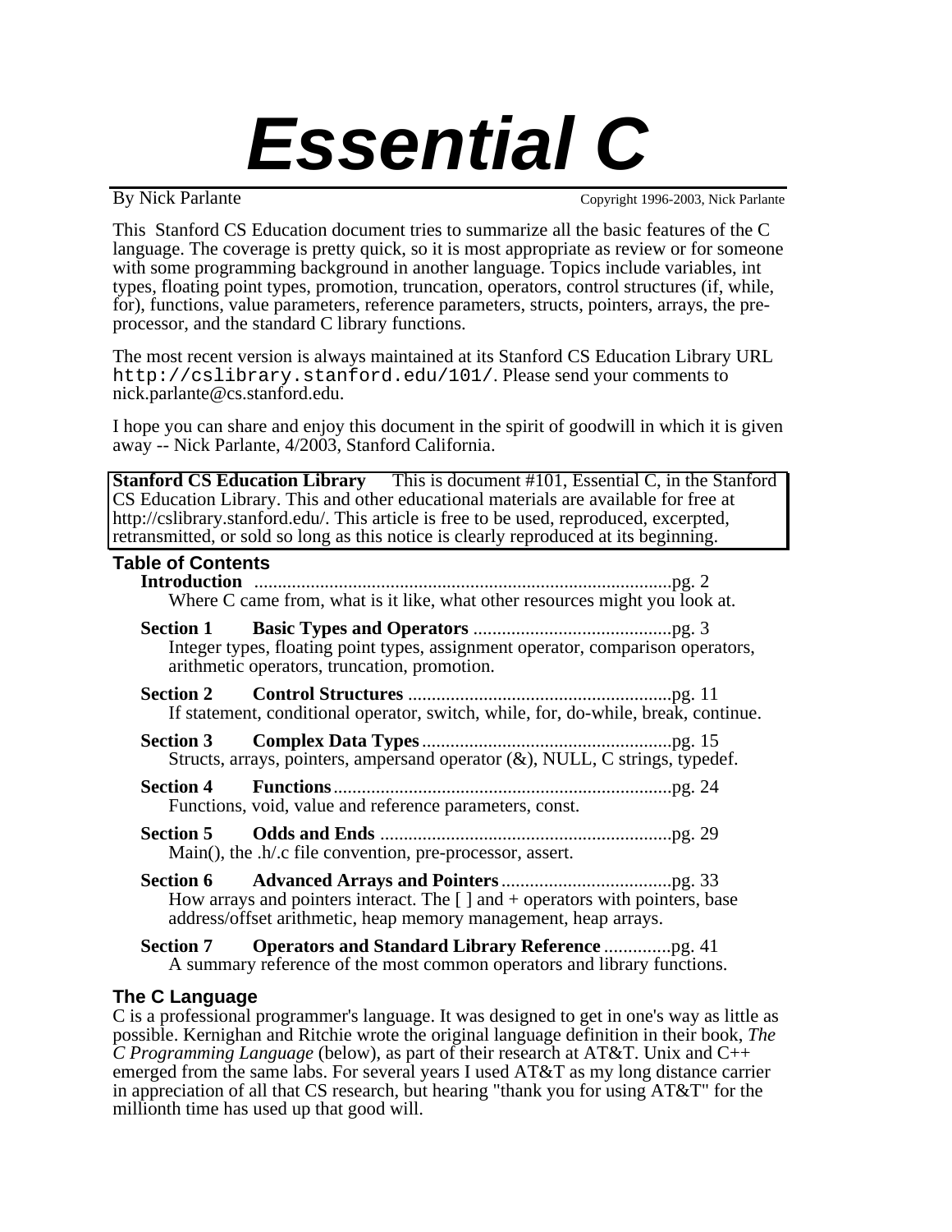# Essential C

By Nick Parlante

Copyright 1996-2003, Nick Parlante

This Stanford CS Education document tries to summarize all the basic features of the C language. The coverage is pretty quick, so it is most appropriate as review or for someone with some programming background in another language. Topics include variables, int types, floating point types, promotion, truncation, operators, control structures (if, while, for), functions, value parameters, reference parameters, structs, pointers, arrays, the pre-processor, and the standard C library functions.

The most recent version is always maintained at its Stanford CS Education Library URL `http://cslibrary.stanford.edu/101/`. Please send your comments to nick.parlante@cs.stanford.edu.

I hope you can share and enjoy this document in the spirit of goodwill in which it is given away -- Nick Parlante, 4/2003, Stanford California.

**Stanford CS Education Library** This is document #101, Essential C, in the Stanford CS Education Library. This and other educational materials are available for free at http://cslibrary.stanford.edu/. This article is free to be used, reproduced, excerpted, retransmitted, or sold so long as this notice is clearly reproduced at its beginning.

## Table of Contents

**Introduction** .........................................................................................pg. 2
Where C came from, what is it like, what other resources might you look at.

**Section 1** **Basic Types and Operators** ..........................................pg. 3
Integer types, floating point types, assignment operator, comparison operators, arithmetic operators, truncation, promotion.

**Section 2** **Control Structures** ........................................................pg. 11
If statement, conditional operator, switch, while, for, do-while, break, continue.

**Section 3** **Complex Data Types** .....................................................pg. 15
Structs, arrays, pointers, ampersand operator (&), NULL, C strings, typedef.

**Section 4** **Functions** ........................................................................pg. 24
Functions, void, value and reference parameters, const.

**Section 5** **Odds and Ends** ..............................................................pg. 29
Main(), the .h/.c file convention, pre-processor, assert.

**Section 6** **Advanced Arrays and Pointers** ....................................pg. 33
How arrays and pointers interact. The [ ] and + operators with pointers, base address/offset arithmetic, heap memory management, heap arrays.

**Section 7** **Operators and Standard Library Reference** ..............pg. 41
A summary reference of the most common operators and library functions.

## The C Language

C is a professional programmer's language. It was designed to get in one's way as little as possible. Kernighan and Ritchie wrote the original language definition in their book, *The C Programming Language* (below), as part of their research at AT&T. Unix and C++ emerged from the same labs. For several years I used AT&T as my long distance carrier in appreciation of all that CS research, but hearing "thank you for using AT&T" for the millionth time has used up that good will.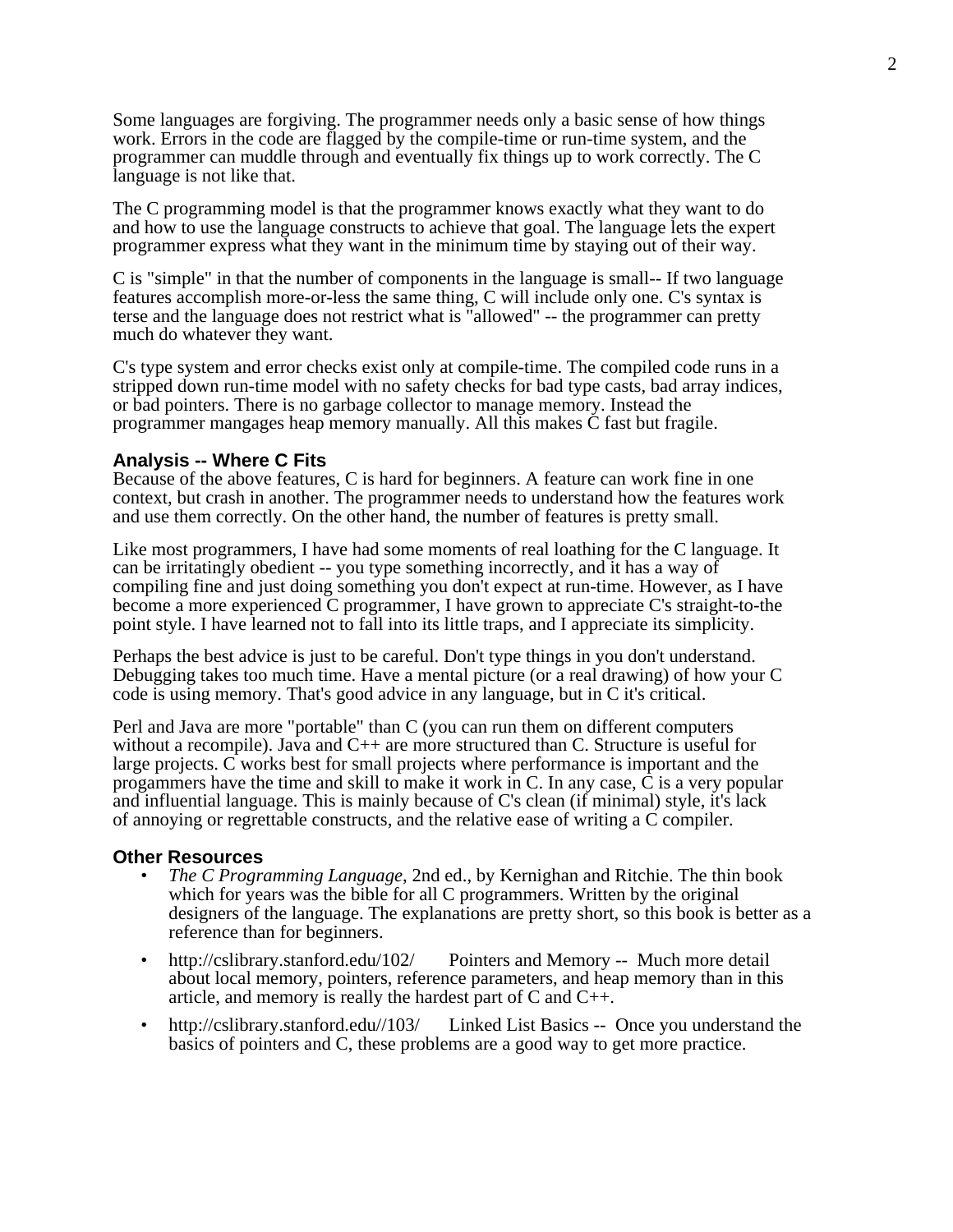Some languages are forgiving. The programmer needs only a basic sense of how things work. Errors in the code are flagged by the compile-time or run-time system, and the programmer can muddle through and eventually fix things up to work correctly. The C language is not like that.

The C programming model is that the programmer knows exactly what they want to do and how to use the language constructs to achieve that goal. The language lets the expert programmer express what they want in the minimum time by staying out of their way.

C is "simple" in that the number of components in the language is small-- If two language features accomplish more-or-less the same thing, C will include only one. C's syntax is terse and the language does not restrict what is "allowed" -- the programmer can pretty much do whatever they want.

C's type system and error checks exist only at compile-time. The compiled code runs in a stripped down run-time model with no safety checks for bad type casts, bad array indices, or bad pointers. There is no garbage collector to manage memory. Instead the programmer mangages heap memory manually. All this makes C fast but fragile.

### Analysis -- Where C Fits

Because of the above features, C is hard for beginners. A feature can work fine in one context, but crash in another. The programmer needs to understand how the features work and use them correctly. On the other hand, the number of features is pretty small.

Like most programmers, I have had some moments of real loathing for the C language. It can be irritatingly obedient -- you type something incorrectly, and it has a way of compiling fine and just doing something you don't expect at run-time. However, as I have become a more experienced C programmer, I have grown to appreciate C's straight-to-the point style. I have learned not to fall into its little traps, and I appreciate its simplicity.

Perhaps the best advice is just to be careful. Don't type things in you don't understand. Debugging takes too much time. Have a mental picture (or a real drawing) of how your C code is using memory. That's good advice in any language, but in C it's critical.

Perl and Java are more "portable" than C (you can run them on different computers without a recompile). Java and C++ are more structured than C. Structure is useful for large projects. C works best for small projects where performance is important and the progammers have the time and skill to make it work in C. In any case, C is a very popular and influential language. This is mainly because of C's clean (if minimal) style, it's lack of annoying or regrettable constructs, and the relative ease of writing a C compiler.

### Other Resources

- *The C Programming Language*, 2nd ed., by Kernighan and Ritchie. The thin book which for years was the bible for all C programmers. Written by the original designers of the language. The explanations are pretty short, so this book is better as a reference than for beginners.
- http://cslibrary.stanford.edu/102/ Pointers and Memory -- Much more detail about local memory, pointers, reference parameters, and heap memory than in this article, and memory is really the hardest part of C and C++.
- http://cslibrary.stanford.edu//103/ Linked List Basics -- Once you understand the basics of pointers and C, these problems are a good way to get more practice.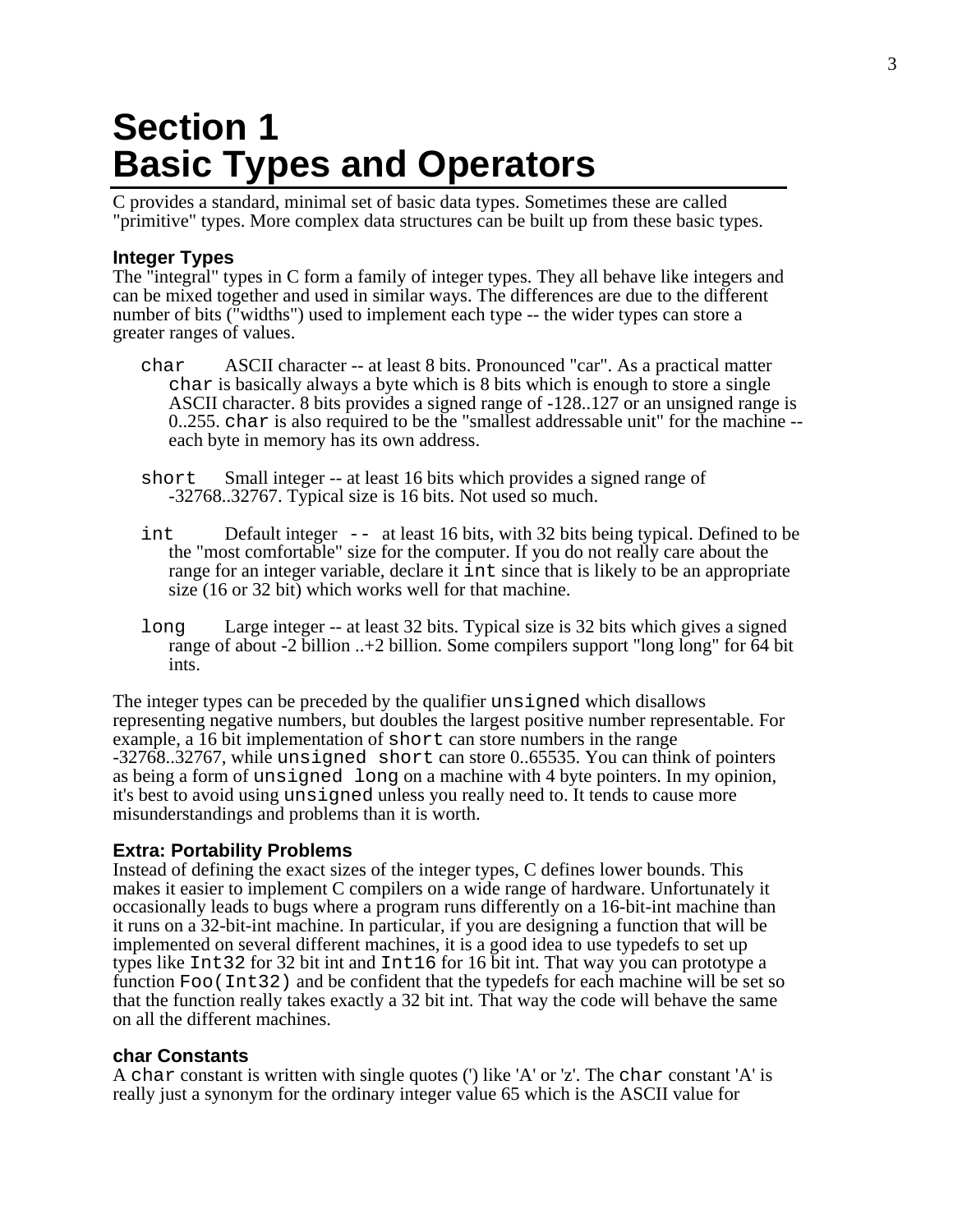# Section 1
# Basic Types and Operators

C provides a standard, minimal set of basic data types. Sometimes these are called "primitive" types. More complex data structures can be built up from these basic types.

### Integer Types

The "integral" types in C form a family of integer types. They all behave like integers and can be mixed together and used in similar ways. The differences are due to the different number of bits ("widths") used to implement each type -- the wider types can store a greater ranges of values.

`char` ASCII character -- at least 8 bits. Pronounced "car". As a practical matter `char` is basically always a byte which is 8 bits which is enough to store a single ASCII character. 8 bits provides a signed range of -128..127 or an unsigned range is 0..255. `char` is also required to be the "smallest addressable unit" for the machine -- each byte in memory has its own address.

`short` Small integer -- at least 16 bits which provides a signed range of -32768..32767. Typical size is 16 bits. Not used so much.

`int` Default integer -- at least 16 bits, with 32 bits being typical. Defined to be the "most comfortable" size for the computer. If you do not really care about the range for an integer variable, declare it `int` since that is likely to be an appropriate size (16 or 32 bit) which works well for that machine.

`long` Large integer -- at least 32 bits. Typical size is 32 bits which gives a signed range of about -2 billion ..+2 billion. Some compilers support "long long" for 64 bit ints.

The integer types can be preceded by the qualifier `unsigned` which disallows representing negative numbers, but doubles the largest positive number representable. For example, a 16 bit implementation of `short` can store numbers in the range -32768..32767, while `unsigned short` can store 0..65535. You can think of pointers as being a form of `unsigned long` on a machine with 4 byte pointers. In my opinion, it's best to avoid using `unsigned` unless you really need to. It tends to cause more misunderstandings and problems than it is worth.

### Extra: Portability Problems

Instead of defining the exact sizes of the integer types, C defines lower bounds. This makes it easier to implement C compilers on a wide range of hardware. Unfortunately it occasionally leads to bugs where a program runs differently on a 16-bit-int machine than it runs on a 32-bit-int machine. In particular, if you are designing a function that will be implemented on several different machines, it is a good idea to use typedefs to set up types like `Int32` for 32 bit int and `Int16` for 16 bit int. That way you can prototype a function `Foo(Int32)` and be confident that the typedefs for each machine will be set so that the function really takes exactly a 32 bit int. That way the code will behave the same on all the different machines.

### char Constants

A `char` constant is written with single quotes (') like 'A' or 'z'. The `char` constant 'A' is really just a synonym for the ordinary integer value 65 which is the ASCII value for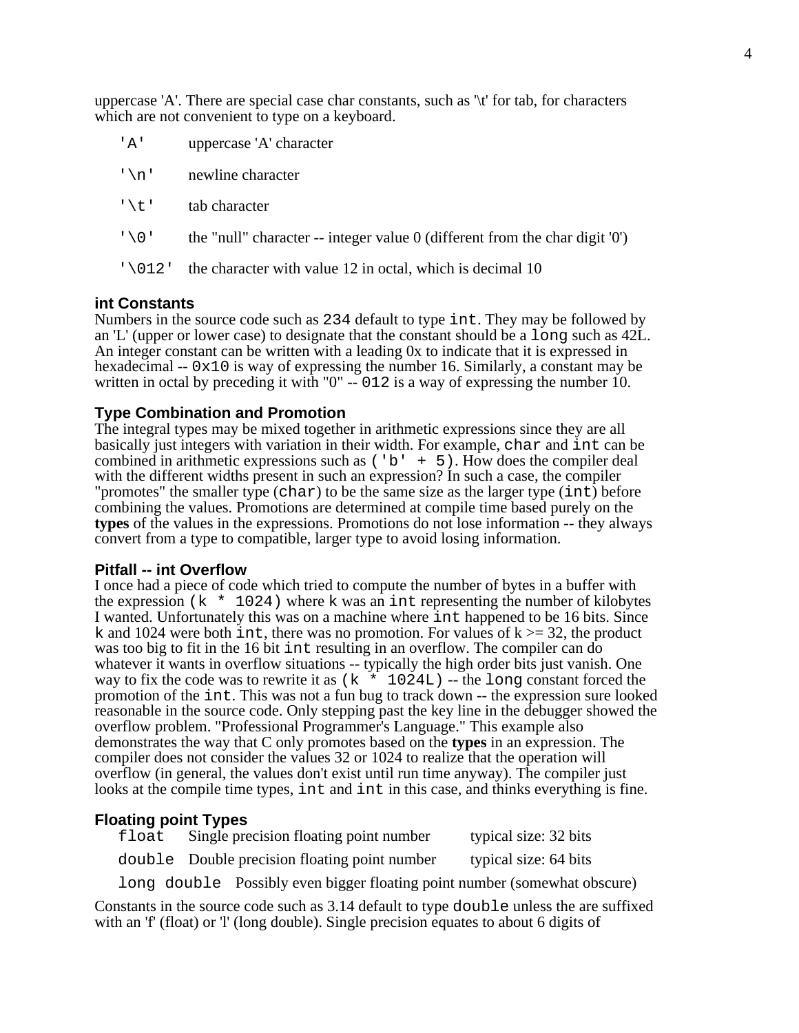uppercase 'A'. There are special case char constants, such as '\t' for tab, for characters which are not convenient to type on a keyboard.

| | |
|---|---|
| `'A'` | uppercase 'A' character |
| `'\n'` | newline character |
| `'\t'` | tab character |
| `'\0'` | the "null" character -- integer value 0 (different from the char digit '0') |
| `'\012'` | the character with value 12 in octal, which is decimal 10 |

### int Constants

Numbers in the source code such as `234` default to type `int`. They may be followed by an 'L' (upper or lower case) to designate that the constant should be a `long` such as 42L. An integer constant can be written with a leading 0x to indicate that it is expressed in hexadecimal -- `0x10` is way of expressing the number 16. Similarly, a constant may be written in octal by preceding it with "0" -- `012` is a way of expressing the number 10.

### Type Combination and Promotion

The integral types may be mixed together in arithmetic expressions since they are all basically just integers with variation in their width. For example, `char` and `int` can be combined in arithmetic expressions such as `('b' + 5)`. How does the compiler deal with the different widths present in such an expression? In such a case, the compiler "promotes" the smaller type (`char`) to be the same size as the larger type (`int`) before combining the values. Promotions are determined at compile time based purely on the **types** of the values in the expressions. Promotions do not lose information -- they always convert from a type to compatible, larger type to avoid losing information.

### Pitfall -- int Overflow

I once had a piece of code which tried to compute the number of bytes in a buffer with the expression `(k * 1024)` where `k` was an `int` representing the number of kilobytes I wanted. Unfortunately this was on a machine where `int` happened to be 16 bits. Since `k` and 1024 were both `int`, there was no promotion. For values of k >= 32, the product was too big to fit in the 16 bit `int` resulting in an overflow. The compiler can do whatever it wants in overflow situations -- typically the high order bits just vanish. One way to fix the code was to rewrite it as `(k * 1024L)` -- the `long` constant forced the promotion of the `int`. This was not a fun bug to track down -- the expression sure looked reasonable in the source code. Only stepping past the key line in the debugger showed the overflow problem. "Professional Programmer's Language." This example also demonstrates the way that C only promotes based on the **types** in an expression. The compiler does not consider the values 32 or 1024 to realize that the operation will overflow (in general, the values don't exist until run time anyway). The compiler just looks at the compile time types, `int` and `int` in this case, and thinks everything is fine.

### Floating point Types

| | | |
|---|---|---|
| `float` | Single precision floating point number | typical size: 32 bits |
| `double` | Double precision floating point number | typical size: 64 bits |
| `long double` | Possibly even bigger floating point number (somewhat obscure) | |

Constants in the source code such as 3.14 default to type `double` unless the are suffixed with an 'f' (float) or 'l' (long double). Single precision equates to about 6 digits of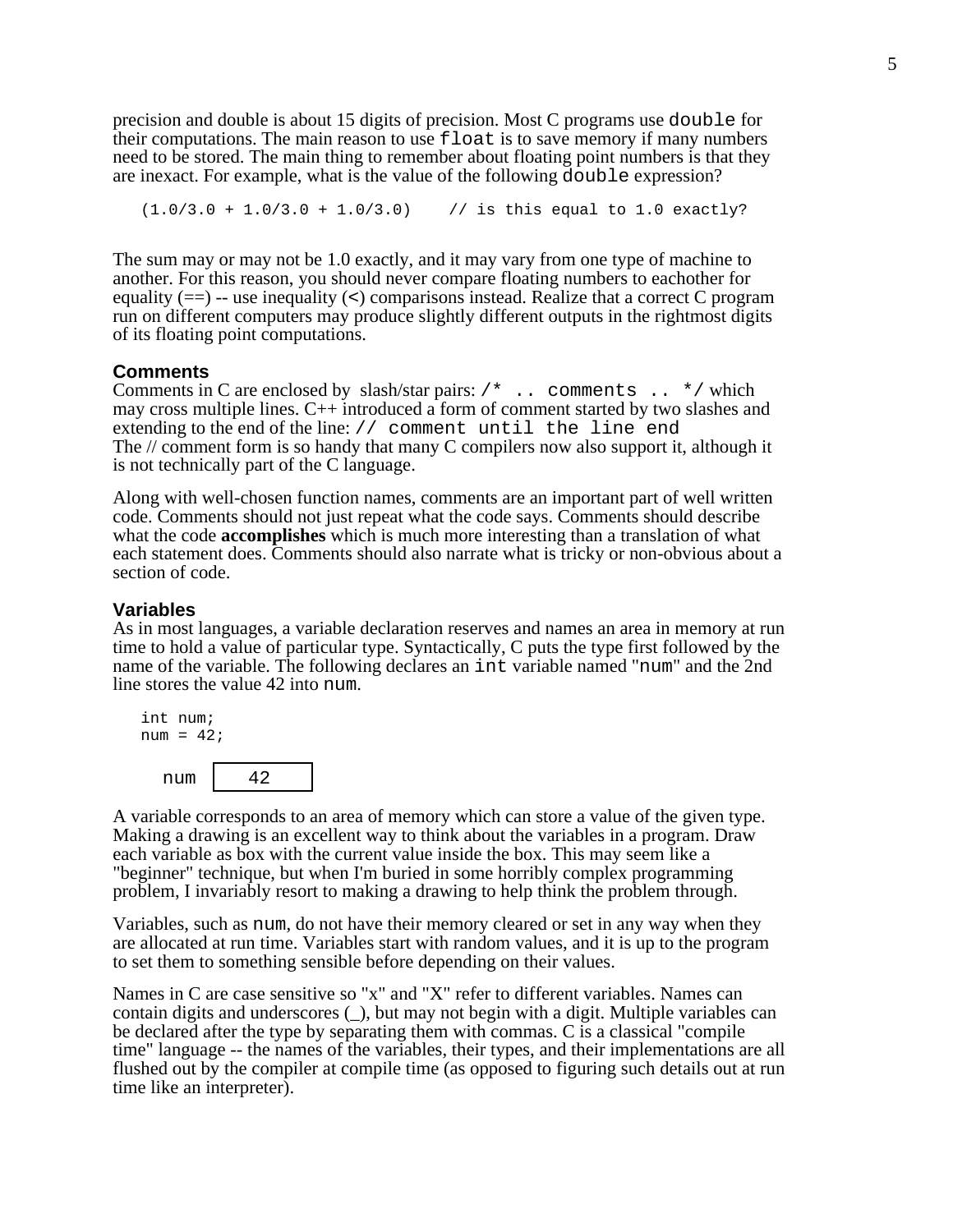precision and double is about 15 digits of precision. Most C programs use `double` for their computations. The main reason to use `float` is to save memory if many numbers need to be stored. The main thing to remember about floating point numbers is that they are inexact. For example, what is the value of the following `double` expression?

```
(1.0/3.0 + 1.0/3.0 + 1.0/3.0)    // is this equal to 1.0 exactly?
```

The sum may or may not be 1.0 exactly, and it may vary from one type of machine to another. For this reason, you should never compare floating numbers to eachother for equality (==) -- use inequality (<) comparisons instead. Realize that a correct C program run on different computers may produce slightly different outputs in the rightmost digits of its floating point computations.

### Comments

Comments in C are enclosed by slash/star pairs: `/* .. comments .. */` which may cross multiple lines. C++ introduced a form of comment started by two slashes and extending to the end of the line: `// comment until the line end`
The // comment form is so handy that many C compilers now also support it, although it is not technically part of the C language.

Along with well-chosen function names, comments are an important part of well written code. Comments should not just repeat what the code says. Comments should describe what the code **accomplishes** which is much more interesting than a translation of what each statement does. Comments should also narrate what is tricky or non-obvious about a section of code.

### Variables

As in most languages, a variable declaration reserves and names an area in memory at run time to hold a value of particular type. Syntactically, C puts the type first followed by the name of the variable. The following declares an `int` variable named "`num`" and the 2nd line stores the value 42 into `num`.

```
int num;
num = 42;
```

```
num  | 42 |
```

A variable corresponds to an area of memory which can store a value of the given type. Making a drawing is an excellent way to think about the variables in a program. Draw each variable as box with the current value inside the box. This may seem like a "beginner" technique, but when I'm buried in some horribly complex programming problem, I invariably resort to making a drawing to help think the problem through.

Variables, such as `num`, do not have their memory cleared or set in any way when they are allocated at run time. Variables start with random values, and it is up to the program to set them to something sensible before depending on their values.

Names in C are case sensitive so "x" and "X" refer to different variables. Names can contain digits and underscores (_), but may not begin with a digit. Multiple variables can be declared after the type by separating them with commas. C is a classical "compile time" language -- the names of the variables, their types, and their implementations are all flushed out by the compiler at compile time (as opposed to figuring such details out at run time like an interpreter).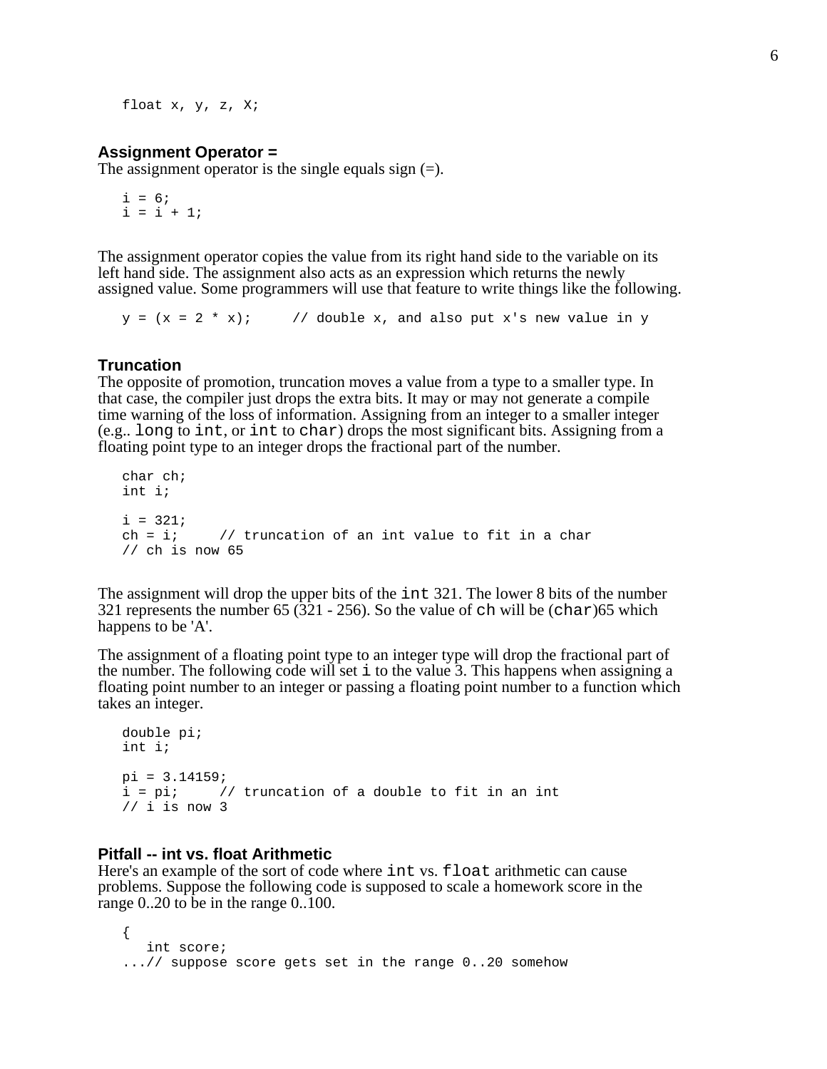```
float x, y, z, X;
```

### Assignment Operator =

The assignment operator is the single equals sign (=).

```
i = 6;
i = i + 1;
```

The assignment operator copies the value from its right hand side to the variable on its left hand side. The assignment also acts as an expression which returns the newly assigned value. Some programmers will use that feature to write things like the following.

```
y = (x = 2 * x);     // double x, and also put x's new value in y
```

### Truncation

The opposite of promotion, truncation moves a value from a type to a smaller type. In that case, the compiler just drops the extra bits. It may or may not generate a compile time warning of the loss of information. Assigning from an integer to a smaller integer (e.g.. `long` to `int`, or `int` to `char`) drops the most significant bits. Assigning from a floating point type to an integer drops the fractional part of the number.

```
char ch;
int i;

i = 321;
ch = i;     // truncation of an int value to fit in a char
// ch is now 65
```

The assignment will drop the upper bits of the `int` 321. The lower 8 bits of the number 321 represents the number 65 (321 - 256). So the value of `ch` will be (`char`)65 which happens to be 'A'.

The assignment of a floating point type to an integer type will drop the fractional part of the number. The following code will set `i` to the value 3. This happens when assigning a floating point number to an integer or passing a floating point number to a function which takes an integer.

```
double pi;
int i;

pi = 3.14159;
i = pi;     // truncation of a double to fit in an int
// i is now 3
```

### Pitfall -- int vs. float Arithmetic

Here's an example of the sort of code where `int` vs. `float` arithmetic can cause problems. Suppose the following code is supposed to scale a homework score in the range 0..20 to be in the range 0..100.

```
{
   int score;
...// suppose score gets set in the range 0..20 somehow
```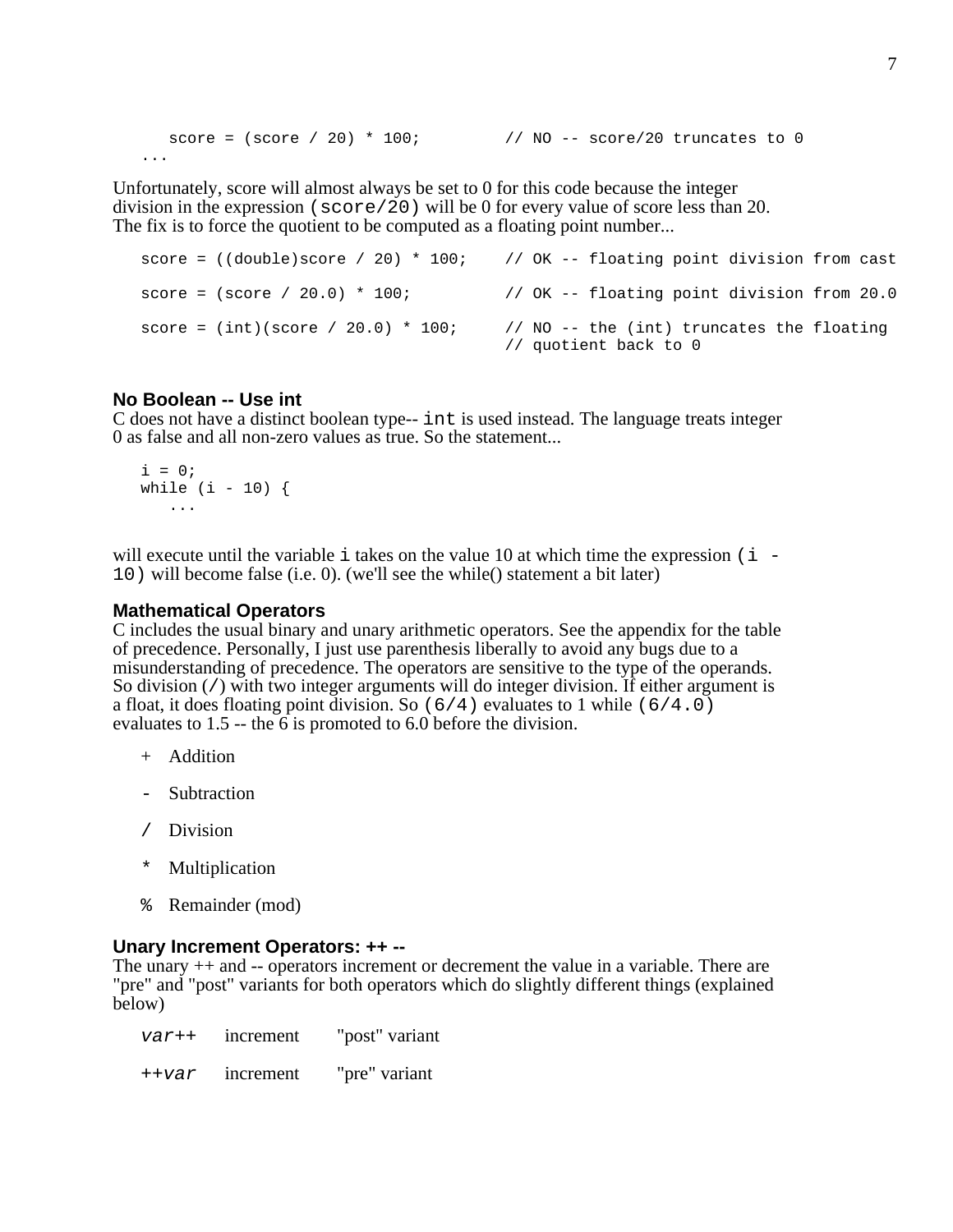```
      score = (score / 20) * 100;         // NO -- score/20 truncates to 0
   ...
```

Unfortunately, score will almost always be set to 0 for this code because the integer division in the expression `(score/20)` will be 0 for every value of score less than 20. The fix is to force the quotient to be computed as a floating point number...

```
   score = ((double)score / 20) * 100;    // OK -- floating point division from cast

   score = (score / 20.0) * 100;          // OK -- floating point division from 20.0

   score = (int)(score / 20.0) * 100;     // NO -- the (int) truncates the floating
                                          // quotient back to 0
```

### No Boolean -- Use int

C does not have a distinct boolean type-- `int` is used instead. The language treats integer 0 as false and all non-zero values as true. So the statement...

```
   i = 0;
   while (i - 10) {
      ...
```

will execute until the variable `i` takes on the value 10 at which time the expression `(i - 10)` will become false (i.e. 0). (we'll see the while() statement a bit later)

### Mathematical Operators

C includes the usual binary and unary arithmetic operators. See the appendix for the table of precedence. Personally, I just use parenthesis liberally to avoid any bugs due to a misunderstanding of precedence. The operators are sensitive to the type of the operands. So division (`/`) with two integer arguments will do integer division. If either argument is a float, it does floating point division. So `(6/4)` evaluates to 1 while `(6/4.0)` evaluates to 1.5 -- the 6 is promoted to 6.0 before the division.

| | |
|---|---|
| `+` | Addition |
| `-` | Subtraction |
| `/` | Division |
| `*` | Multiplication |
| `%` | Remainder (mod) |

### Unary Increment Operators: ++ --

The unary ++ and -- operators increment or decrement the value in a variable. There are "pre" and "post" variants for both operators which do slightly different things (explained below)

| | | |
|---|---|---|
| *var*`++` | increment | "post" variant |
| `++`*var* | increment | "pre" variant |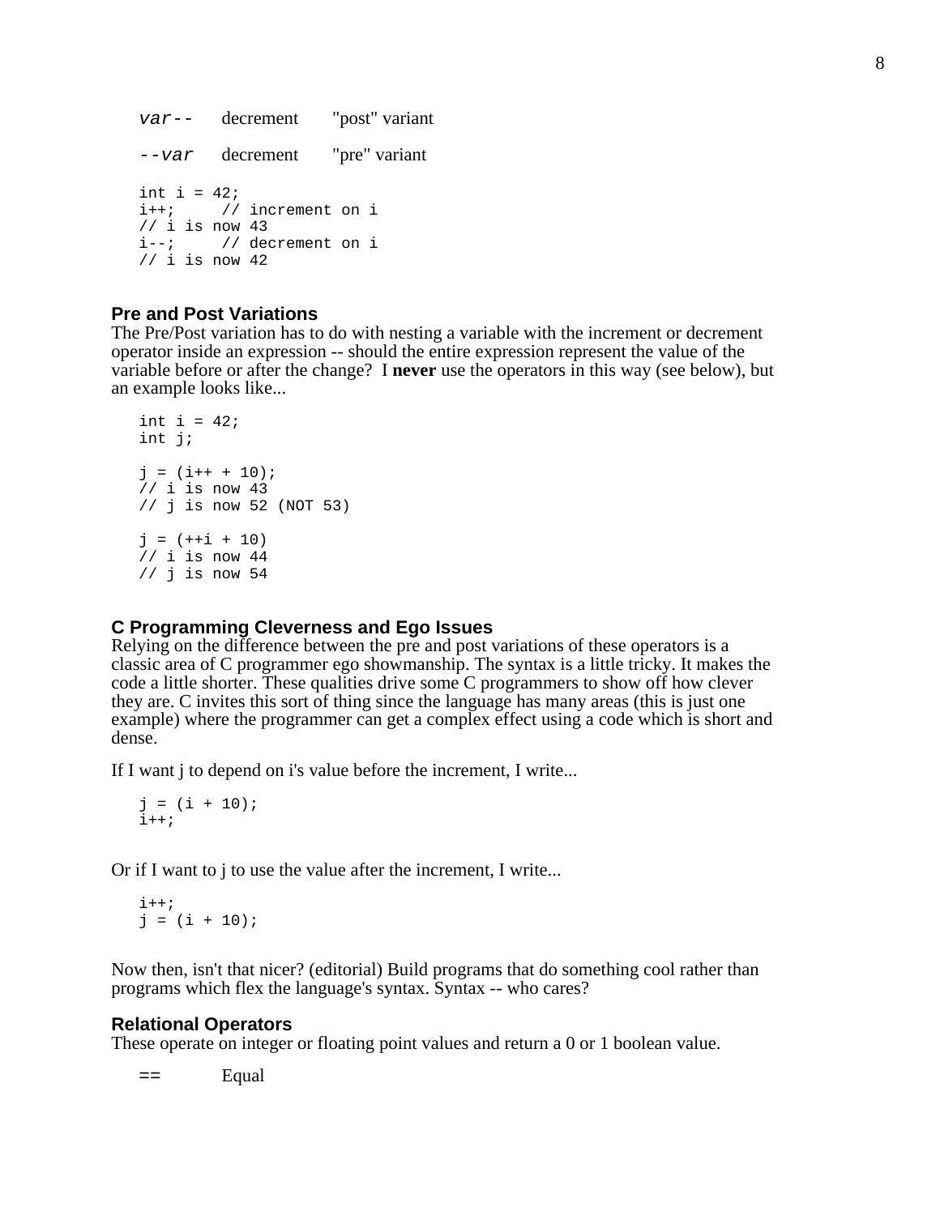*var--* decrement "post" variant

*--var* decrement "pre" variant

```
int i = 42;
i++;     // increment on i
// i is now 43
i--;     // decrement on i
// i is now 42
```

### Pre and Post Variations

The Pre/Post variation has to do with nesting a variable with the increment or decrement operator inside an expression -- should the entire expression represent the value of the variable before or after the change? I **never** use the operators in this way (see below), but an example looks like...

```
int i = 42;
int j;

j = (i++ + 10);
// i is now 43
// j is now 52 (NOT 53)

j = (++i + 10)
// i is now 44
// j is now 54
```

### C Programming Cleverness and Ego Issues

Relying on the difference between the pre and post variations of these operators is a classic area of C programmer ego showmanship. The syntax is a little tricky. It makes the code a little shorter. These qualities drive some C programmers to show off how clever they are. C invites this sort of thing since the language has many areas (this is just one example) where the programmer can get a complex effect using a code which is short and dense.

If I want j to depend on i's value before the increment, I write...

```
j = (i + 10);
i++;
```

Or if I want to j to use the value after the increment, I write...

```
i++;
j = (i + 10);
```

Now then, isn't that nicer? (editorial) Build programs that do something cool rather than programs which flex the language's syntax. Syntax -- who cares?

### Relational Operators

These operate on integer or floating point values and return a 0 or 1 boolean value.

`==` Equal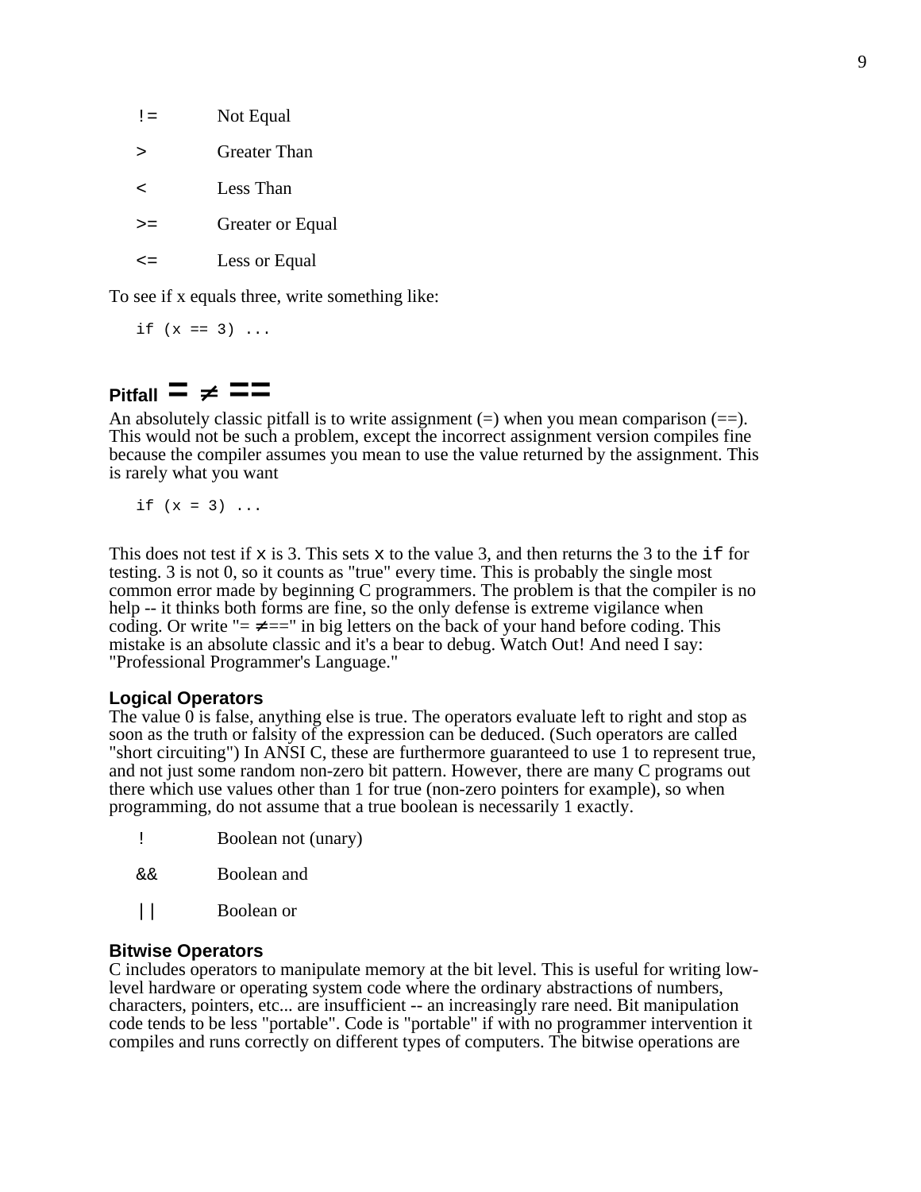| | |
|---|---|
| `!=` | Not Equal |
| `>` | Greater Than |
| `<` | Less Than |
| `>=` | Greater or Equal |
| `<=` | Less or Equal |

To see if x equals three, write something like:

```
if (x == 3) ...
```

### Pitfall = ≠ ==

An absolutely classic pitfall is to write assignment (=) when you mean comparison (==). This would not be such a problem, except the incorrect assignment version compiles fine because the compiler assumes you mean to use the value returned by the assignment. This is rarely what you want

```
if (x = 3) ...
```

This does not test if `x` is 3. This sets `x` to the value 3, and then returns the 3 to the `if` for testing. 3 is not 0, so it counts as "true" every time. This is probably the single most common error made by beginning C programmers. The problem is that the compiler is no help -- it thinks both forms are fine, so the only defense is extreme vigilance when coding. Or write "= ≠==" in big letters on the back of your hand before coding. This mistake is an absolute classic and it's a bear to debug. Watch Out! And need I say: "Professional Programmer's Language."

### Logical Operators

The value 0 is false, anything else is true. The operators evaluate left to right and stop as soon as the truth or falsity of the expression can be deduced. (Such operators are called "short circuiting") In ANSI C, these are furthermore guaranteed to use 1 to represent true, and not just some random non-zero bit pattern. However, there are many C programs out there which use values other than 1 for true (non-zero pointers for example), so when programming, do not assume that a true boolean is necessarily 1 exactly.

| | |
|---|---|
| `!` | Boolean not (unary) |
| `&&` | Boolean and |
| `\|\|` | Boolean or |

### Bitwise Operators

C includes operators to manipulate memory at the bit level. This is useful for writing low-level hardware or operating system code where the ordinary abstractions of numbers, characters, pointers, etc... are insufficient -- an increasingly rare need. Bit manipulation code tends to be less "portable". Code is "portable" if with no programmer intervention it compiles and runs correctly on different types of computers. The bitwise operations are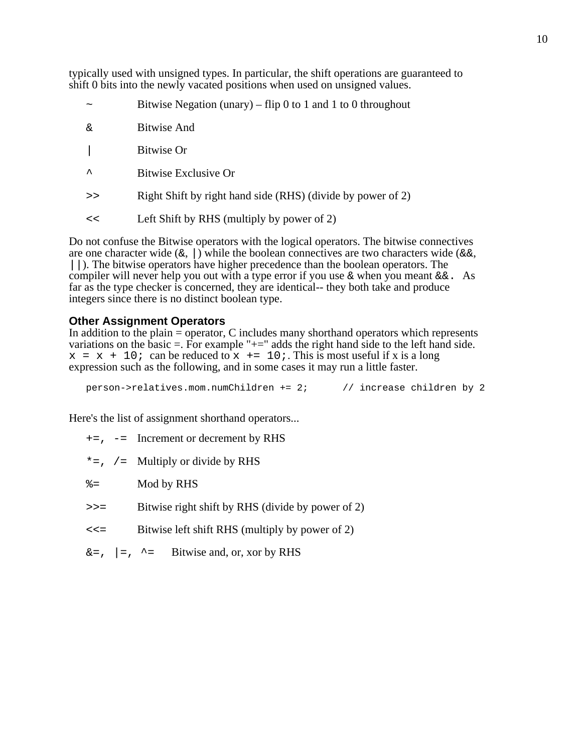typically used with unsigned types. In particular, the shift operations are guaranteed to shift 0 bits into the newly vacated positions when used on unsigned values.

| | |
|---|---|
| `~` | Bitwise Negation (unary) – flip 0 to 1 and 1 to 0 throughout |
| `&` | Bitwise And |
| `\|` | Bitwise Or |
| `^` | Bitwise Exclusive Or |
| `>>` | Right Shift by right hand side (RHS) (divide by power of 2) |
| `<<` | Left Shift by RHS (multiply by power of 2) |

Do not confuse the Bitwise operators with the logical operators. The bitwise connectives are one character wide (`&`, `|`) while the boolean connectives are two characters wide (`&&`, `||`). The bitwise operators have higher precedence than the boolean operators. The compiler will never help you out with a type error if you use `&` when you meant `&&`. As far as the type checker is concerned, they are identical-- they both take and produce integers since there is no distinct boolean type.

### Other Assignment Operators

In addition to the plain = operator, C includes many shorthand operators which represents variations on the basic =. For example "+=" adds the right hand side to the left hand side. `x = x + 10;` can be reduced to `x += 10;`. This is most useful if x is a long expression such as the following, and in some cases it may run a little faster.

```
person->relatives.mom.numChildren += 2;      // increase children by 2
```

Here's the list of assignment shorthand operators...

| | |
|---|---|
| `+=, -=` | Increment or decrement by RHS |
| `*=, /=` | Multiply or divide by RHS |
| `%=` | Mod by RHS |
| `>>=` | Bitwise right shift by RHS (divide by power of 2) |
| `<<=` | Bitwise left shift RHS (multiply by power of 2) |
| `&=, \|=, ^=` | Bitwise and, or, xor by RHS |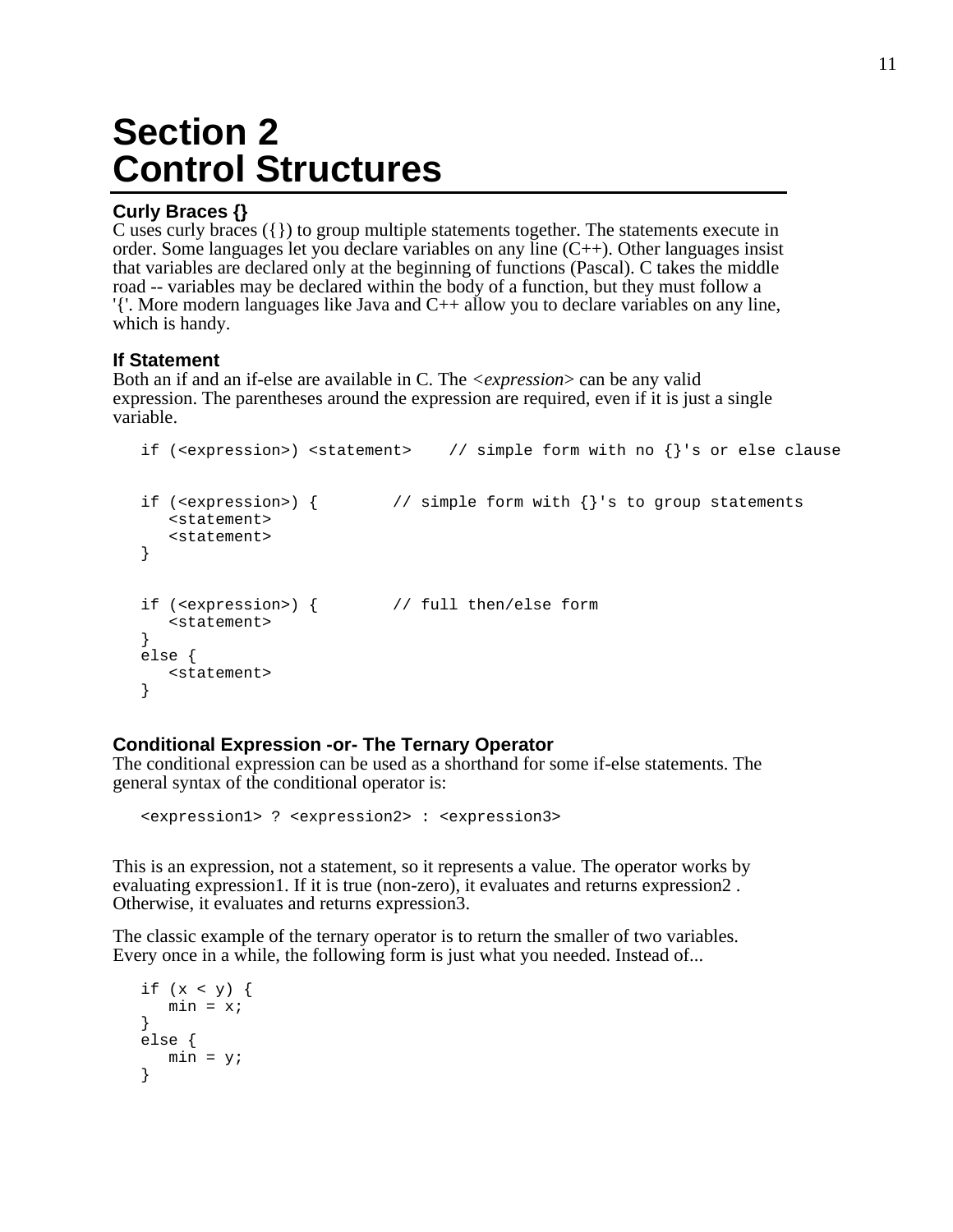# Section 2
# Control Structures

### Curly Braces {}

C uses curly braces ({}) to group multiple statements together. The statements execute in order. Some languages let you declare variables on any line (C++). Other languages insist that variables are declared only at the beginning of functions (Pascal). C takes the middle road -- variables may be declared within the body of a function, but they must follow a '{'. More modern languages like Java and C++ allow you to declare variables on any line, which is handy.

### If Statement

Both an if and an if-else are available in C. The *<expression>* can be any valid expression. The parentheses around the expression are required, even if it is just a single variable.

```
if (<expression>) <statement>    // simple form with no {}'s or else clause


if (<expression>) {        // simple form with {}'s to group statements
   <statement>
   <statement>
}


if (<expression>) {        // full then/else form
   <statement>
}
else {
   <statement>
}
```

### Conditional Expression -or- The Ternary Operator

The conditional expression can be used as a shorthand for some if-else statements. The general syntax of the conditional operator is:

```
<expression1> ? <expression2> : <expression3>
```

This is an expression, not a statement, so it represents a value. The operator works by evaluating expression1. If it is true (non-zero), it evaluates and returns expression2 . Otherwise, it evaluates and returns expression3.

The classic example of the ternary operator is to return the smaller of two variables. Every once in a while, the following form is just what you needed. Instead of...

```
if (x < y) {
   min = x;
}
else {
   min = y;
}
```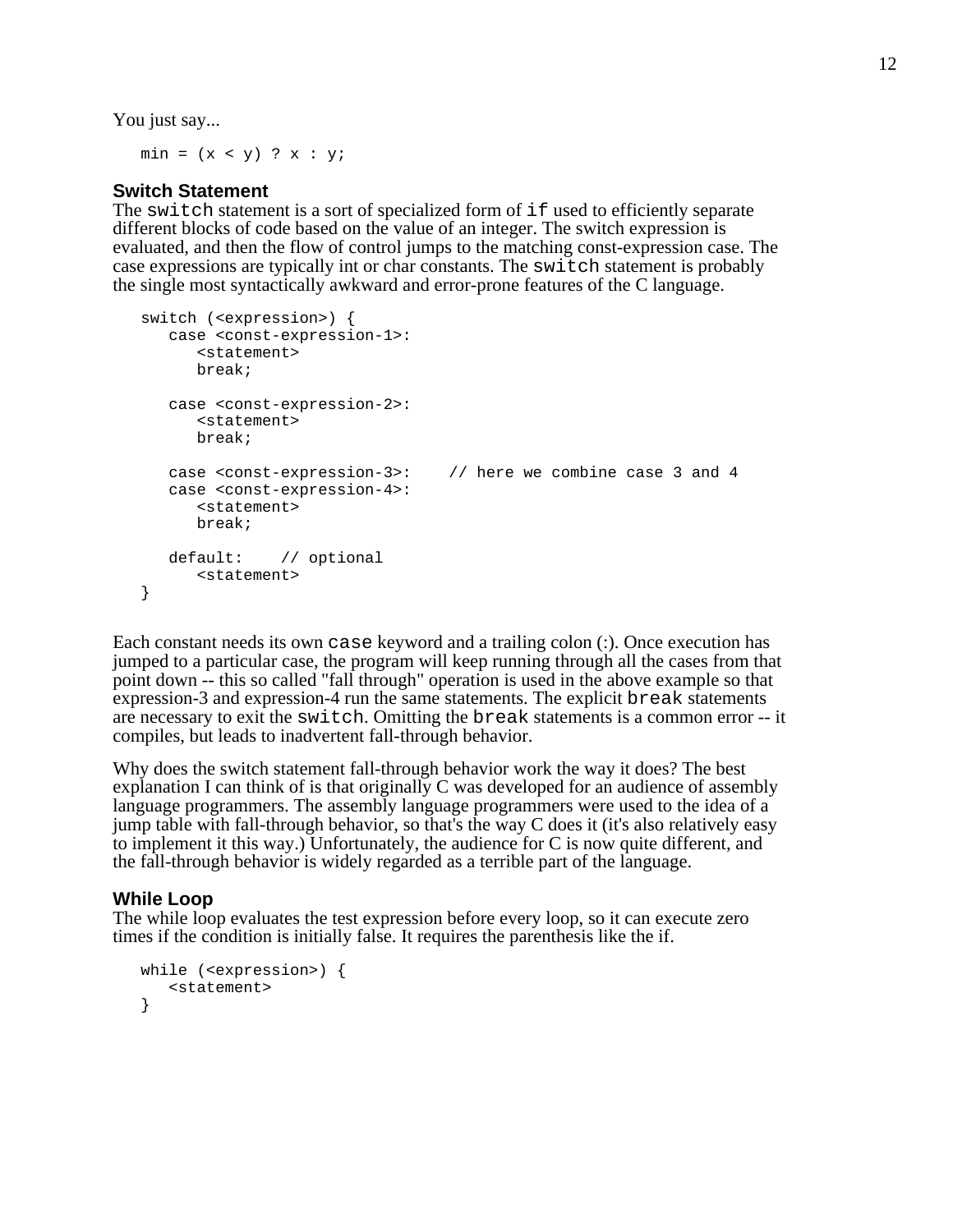You just say...

```
min = (x < y) ? x : y;
```

### Switch Statement

The `switch` statement is a sort of specialized form of `if` used to efficiently separate different blocks of code based on the value of an integer. The switch expression is evaluated, and then the flow of control jumps to the matching const-expression case. The case expressions are typically int or char constants. The `switch` statement is probably the single most syntactically awkward and error-prone features of the C language.

```
switch (<expression>) {
   case <const-expression-1>:
      <statement>
      break;

   case <const-expression-2>:
      <statement>
      break;

   case <const-expression-3>:    // here we combine case 3 and 4
   case <const-expression-4>:
      <statement>
      break;

   default:    // optional
      <statement>
}
```

Each constant needs its own `case` keyword and a trailing colon (:). Once execution has jumped to a particular case, the program will keep running through all the cases from that point down -- this so called "fall through" operation is used in the above example so that expression-3 and expression-4 run the same statements. The explicit `break` statements are necessary to exit the `switch`. Omitting the `break` statements is a common error -- it compiles, but leads to inadvertent fall-through behavior.

Why does the switch statement fall-through behavior work the way it does? The best explanation I can think of is that originally C was developed for an audience of assembly language programmers. The assembly language programmers were used to the idea of a jump table with fall-through behavior, so that's the way C does it (it's also relatively easy to implement it this way.) Unfortunately, the audience for C is now quite different, and the fall-through behavior is widely regarded as a terrible part of the language.

### While Loop

The while loop evaluates the test expression before every loop, so it can execute zero times if the condition is initially false. It requires the parenthesis like the if.

```
while (<expression>) {
   <statement>
}
```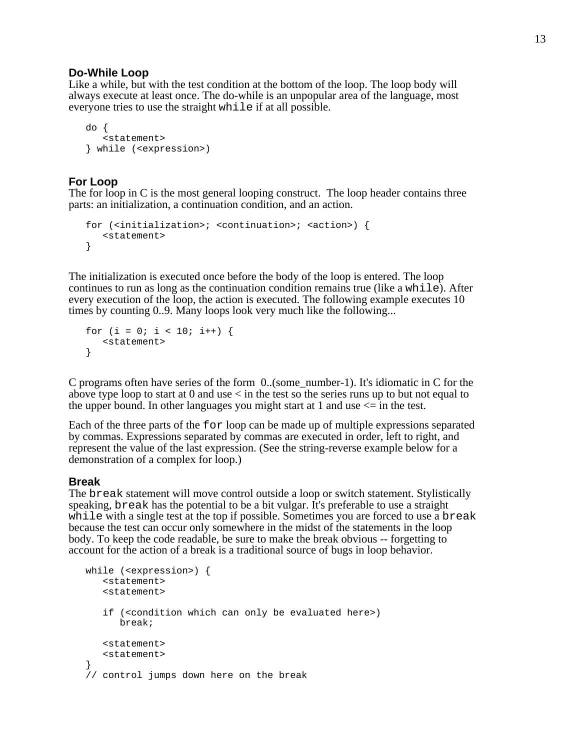### Do-While Loop

Like a while, but with the test condition at the bottom of the loop. The loop body will always execute at least once. The do-while is an unpopular area of the language, most everyone tries to use the straight `while` if at all possible.

```
do {
   <statement>
} while (<expression>)
```

### For Loop

The for loop in C is the most general looping construct. The loop header contains three parts: an initialization, a continuation condition, and an action.

```
for (<initialization>; <continuation>; <action>) {
   <statement>
}
```

The initialization is executed once before the body of the loop is entered. The loop continues to run as long as the continuation condition remains true (like a `while`). After every execution of the loop, the action is executed. The following example executes 10 times by counting 0..9. Many loops look very much like the following...

```
for (i = 0; i < 10; i++) {
   <statement>
}
```

C programs often have series of the form 0..(some_number-1). It's idiomatic in C for the above type loop to start at 0 and use < in the test so the series runs up to but not equal to the upper bound. In other languages you might start at 1 and use <= in the test.

Each of the three parts of the `for` loop can be made up of multiple expressions separated by commas. Expressions separated by commas are executed in order, left to right, and represent the value of the last expression. (See the string-reverse example below for a demonstration of a complex for loop.)

### Break

The `break` statement will move control outside a loop or switch statement. Stylistically speaking, `break` has the potential to be a bit vulgar. It's preferable to use a straight `while` with a single test at the top if possible. Sometimes you are forced to use a `break` because the test can occur only somewhere in the midst of the statements in the loop body. To keep the code readable, be sure to make the break obvious -- forgetting to account for the action of a break is a traditional source of bugs in loop behavior.

```
while (<expression>) {
   <statement>
   <statement>

   if (<condition which can only be evaluated here>)
      break;

   <statement>
   <statement>
}
// control jumps down here on the break
```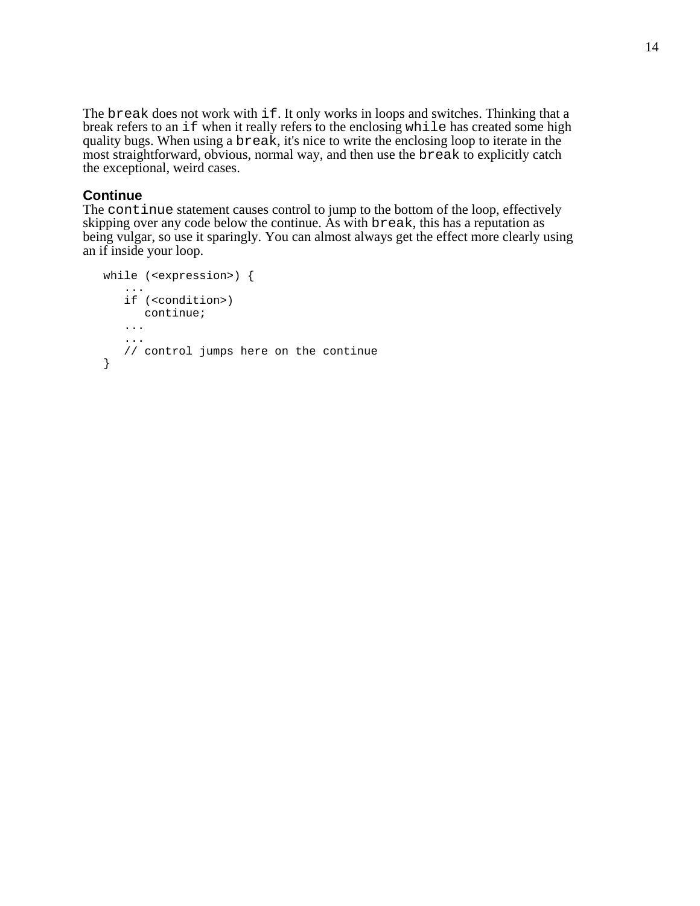The `break` does not work with `if`. It only works in loops and switches. Thinking that a break refers to an `if` when it really refers to the enclosing `while` has created some high quality bugs. When using a `break`, it's nice to write the enclosing loop to iterate in the most straightforward, obvious, normal way, and then use the `break` to explicitly catch the exceptional, weird cases.

### Continue

The `continue` statement causes control to jump to the bottom of the loop, effectively skipping over any code below the continue. As with `break`, this has a reputation as being vulgar, so use it sparingly. You can almost always get the effect more clearly using an if inside your loop.

```
while (<expression>) {
   ...
   if (<condition>)
      continue;
   ...
   ...
   // control jumps here on the continue
}
```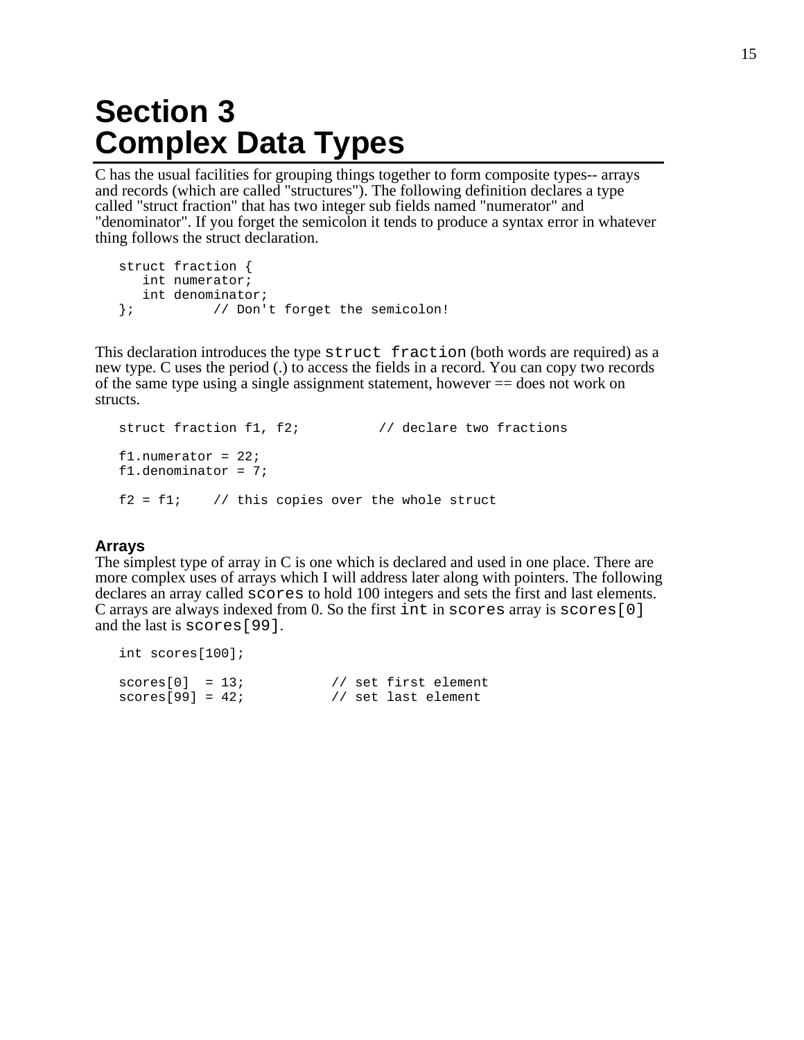# Section 3
# Complex Data Types

C has the usual facilities for grouping things together to form composite types-- arrays and records (which are called "structures"). The following definition declares a type called "struct fraction" that has two integer sub fields named "numerator" and "denominator". If you forget the semicolon it tends to produce a syntax error in whatever thing follows the struct declaration.

```
struct fraction {
   int numerator;
   int denominator;
};          // Don't forget the semicolon!
```

This declaration introduces the type `struct fraction` (both words are required) as a new type. C uses the period (.) to access the fields in a record. You can copy two records of the same type using a single assignment statement, however == does not work on structs.

```
struct fraction f1, f2;          // declare two fractions

f1.numerator = 22;
f1.denominator = 7;

f2 = f1;    // this copies over the whole struct
```

### Arrays

The simplest type of array in C is one which is declared and used in one place. There are more complex uses of arrays which I will address later along with pointers. The following declares an array called `scores` to hold 100 integers and sets the first and last elements. C arrays are always indexed from 0. So the first `int` in `scores` array is `scores[0]` and the last is `scores[99]`.

```
int scores[100];

scores[0]  = 13;           // set first element
scores[99] = 42;           // set last element
```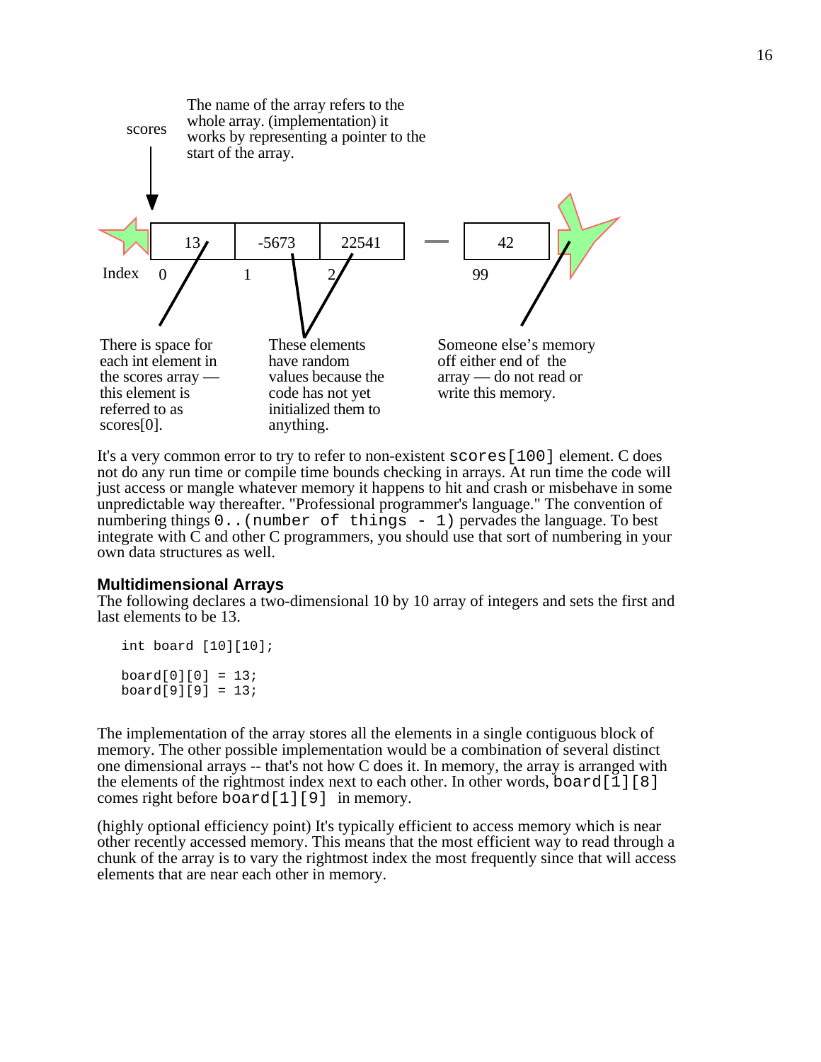scores

The name of the array refers to the whole array. (implementation) it works by representing a pointer to the start of the array.

| 13 | -5673 | 22541 | — | 42 |
|---|---|---|---|---|
| 0 | 1 | 2 | | 99 |

Index

There is space for each int element in the scores array — this element is referred to as scores[0].

These elements have random values because the code has not yet initialized them to anything.

Someone else's memory off either end of the array — do not read or write this memory.

It's a very common error to try to refer to non-existent `scores[100]` element. C does not do any run time or compile time bounds checking in arrays. At run time the code will just access or mangle whatever memory it happens to hit and crash or misbehave in some unpredictable way thereafter. "Professional programmer's language." The convention of numbering things `0..(number of things - 1)` pervades the language. To best integrate with C and other C programmers, you should use that sort of numbering in your own data structures as well.

### Multidimensional Arrays

The following declares a two-dimensional 10 by 10 array of integers and sets the first and last elements to be 13.

```
int board [10][10];

board[0][0] = 13;
board[9][9] = 13;
```

The implementation of the array stores all the elements in a single contiguous block of memory. The other possible implementation would be a combination of several distinct one dimensional arrays -- that's not how C does it. In memory, the array is arranged with the elements of the rightmost index next to each other. In other words, `board[1][8]` comes right before `board[1][9]` in memory.

(highly optional efficiency point) It's typically efficient to access memory which is near other recently accessed memory. This means that the most efficient way to read through a chunk of the array is to vary the rightmost index the most frequently since that will access elements that are near each other in memory.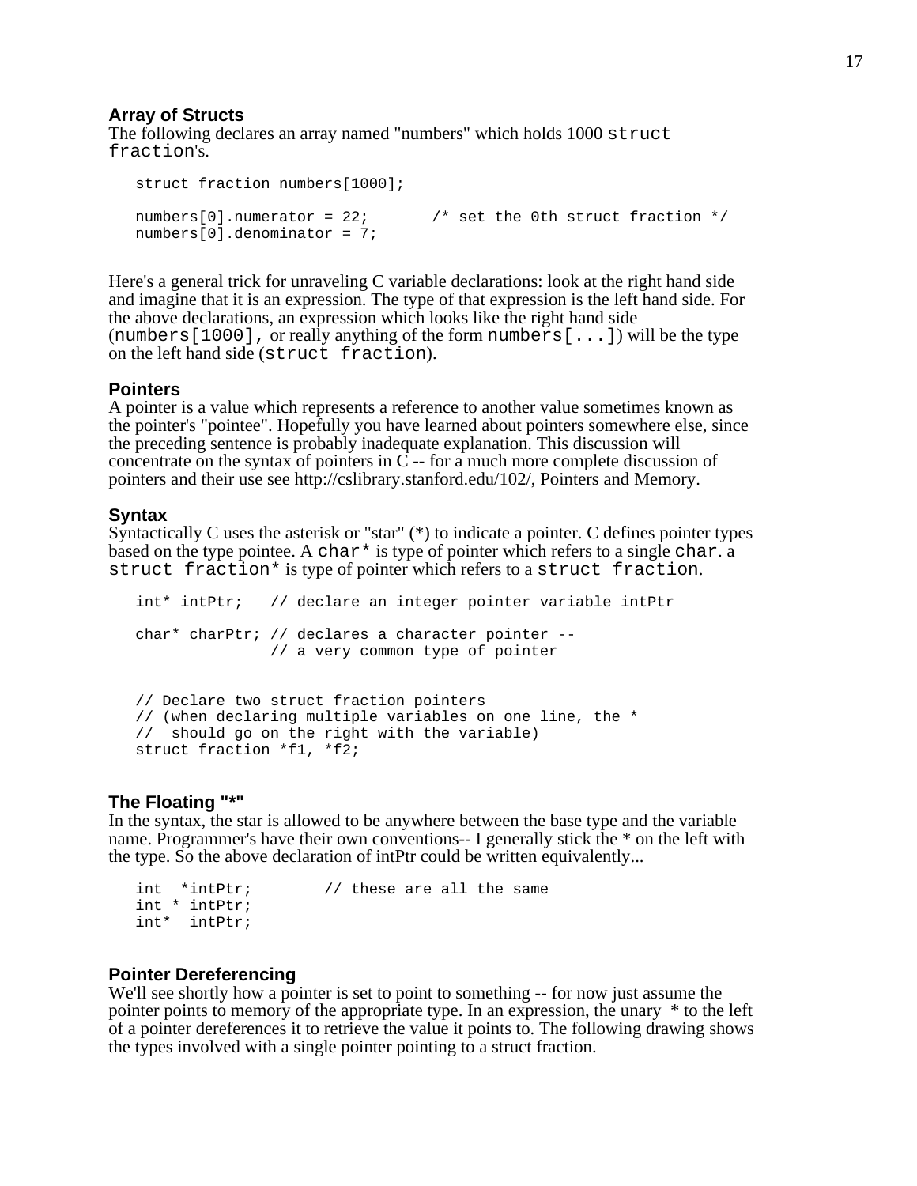### Array of Structs

The following declares an array named "numbers" which holds 1000 `struct fraction`'s.

```
struct fraction numbers[1000];

numbers[0].numerator = 22;       /* set the 0th struct fraction */
numbers[0].denominator = 7;
```

Here's a general trick for unraveling C variable declarations: look at the right hand side and imagine that it is an expression. The type of that expression is the left hand side. For the above declarations, an expression which looks like the right hand side (`numbers[1000]`, or really anything of the form `numbers[...]`) will be the type on the left hand side (`struct fraction`).

### Pointers

A pointer is a value which represents a reference to another value sometimes known as the pointer's "pointee". Hopefully you have learned about pointers somewhere else, since the preceding sentence is probably inadequate explanation. This discussion will concentrate on the syntax of pointers in C -- for a much more complete discussion of pointers and their use see http://cslibrary.stanford.edu/102/, Pointers and Memory.

### Syntax

Syntactically C uses the asterisk or "star" (*) to indicate a pointer. C defines pointer types based on the type pointee. A `char*` is type of pointer which refers to a single `char`. a `struct fraction*` is type of pointer which refers to a `struct fraction`.

```
int* intPtr;   // declare an integer pointer variable intPtr

char* charPtr; // declares a character pointer --
               // a very common type of pointer


// Declare two struct fraction pointers
// (when declaring multiple variables on one line, the *
//  should go on the right with the variable)
struct fraction *f1, *f2;
```

### The Floating "*"

In the syntax, the star is allowed to be anywhere between the base type and the variable name. Programmer's have their own conventions-- I generally stick the * on the left with the type. So the above declaration of intPtr could be written equivalently...

```
int  *intPtr;        // these are all the same
int * intPtr;
int*  intPtr;
```

### Pointer Dereferencing

We'll see shortly how a pointer is set to point to something -- for now just assume the pointer points to memory of the appropriate type. In an expression, the unary `*` to the left of a pointer dereferences it to retrieve the value it points to. The following drawing shows the types involved with a single pointer pointing to a struct fraction.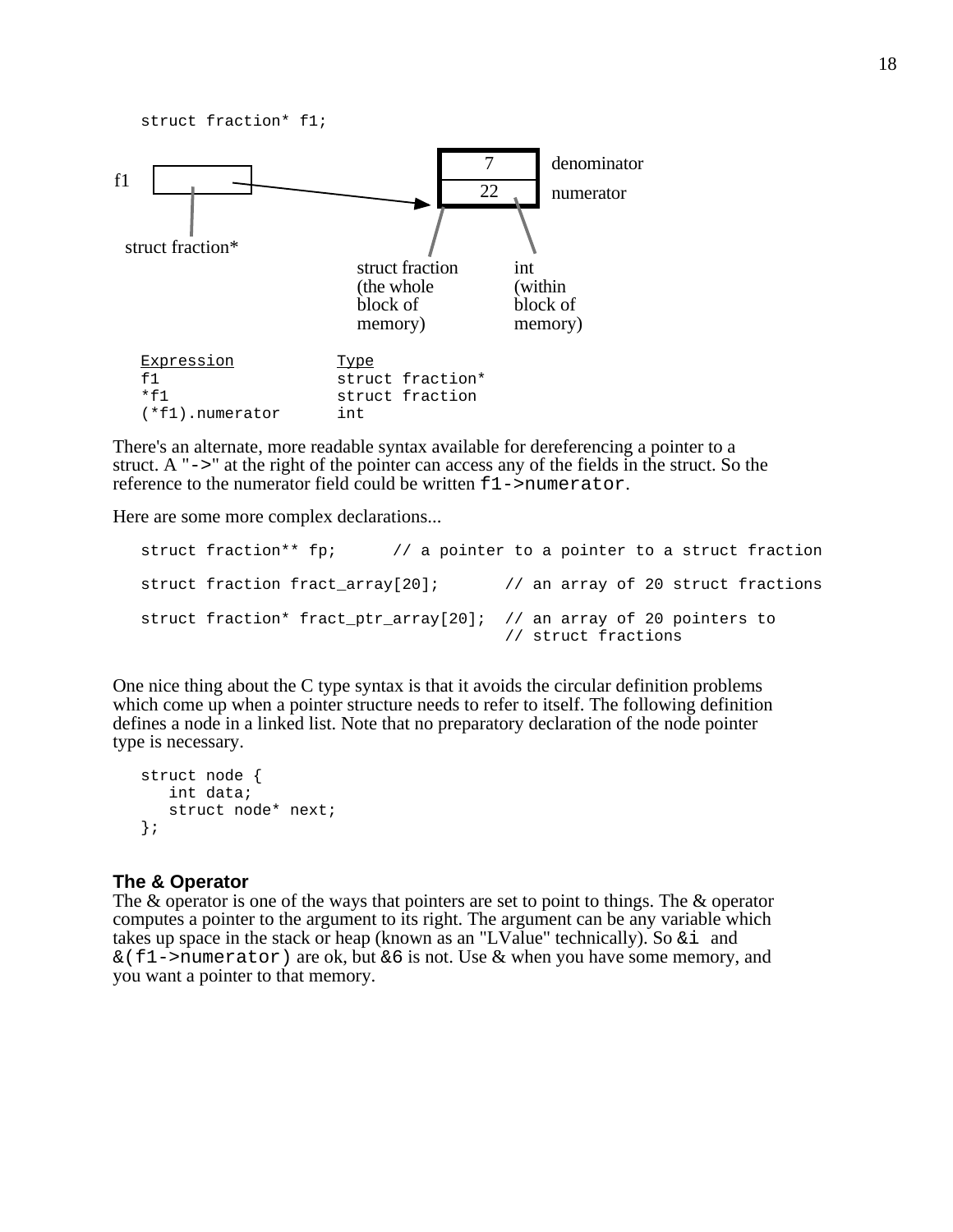```
struct fraction* f1;
```

f1

struct fraction*

7 denominator

22 numerator

struct fraction (the whole block of memory)

int (within block of memory)

```
Expression          Type
f1                  struct fraction*
*f1                 struct fraction
(*f1).numerator     int
```

There's an alternate, more readable syntax available for dereferencing a pointer to a struct. A "`->`" at the right of the pointer can access any of the fields in the struct. So the reference to the numerator field could be written `f1->numerator`.

Here are some more complex declarations...

```
struct fraction** fp;      // a pointer to a pointer to a struct fraction

struct fraction fract_array[20];       // an array of 20 struct fractions

struct fraction* fract_ptr_array[20];  // an array of 20 pointers to
                                       // struct fractions
```

One nice thing about the C type syntax is that it avoids the circular definition problems which come up when a pointer structure needs to refer to itself. The following definition defines a node in a linked list. Note that no preparatory declaration of the node pointer type is necessary.

```
struct node {
    int data;
    struct node* next;
};
```

### The & Operator

The & operator is one of the ways that pointers are set to point to things. The & operator computes a pointer to the argument to its right. The argument can be any variable which takes up space in the stack or heap (known as an "LValue" technically). So `&i` and `&(f1->numerator)` are ok, but `&6` is not. Use & when you have some memory, and you want a pointer to that memory.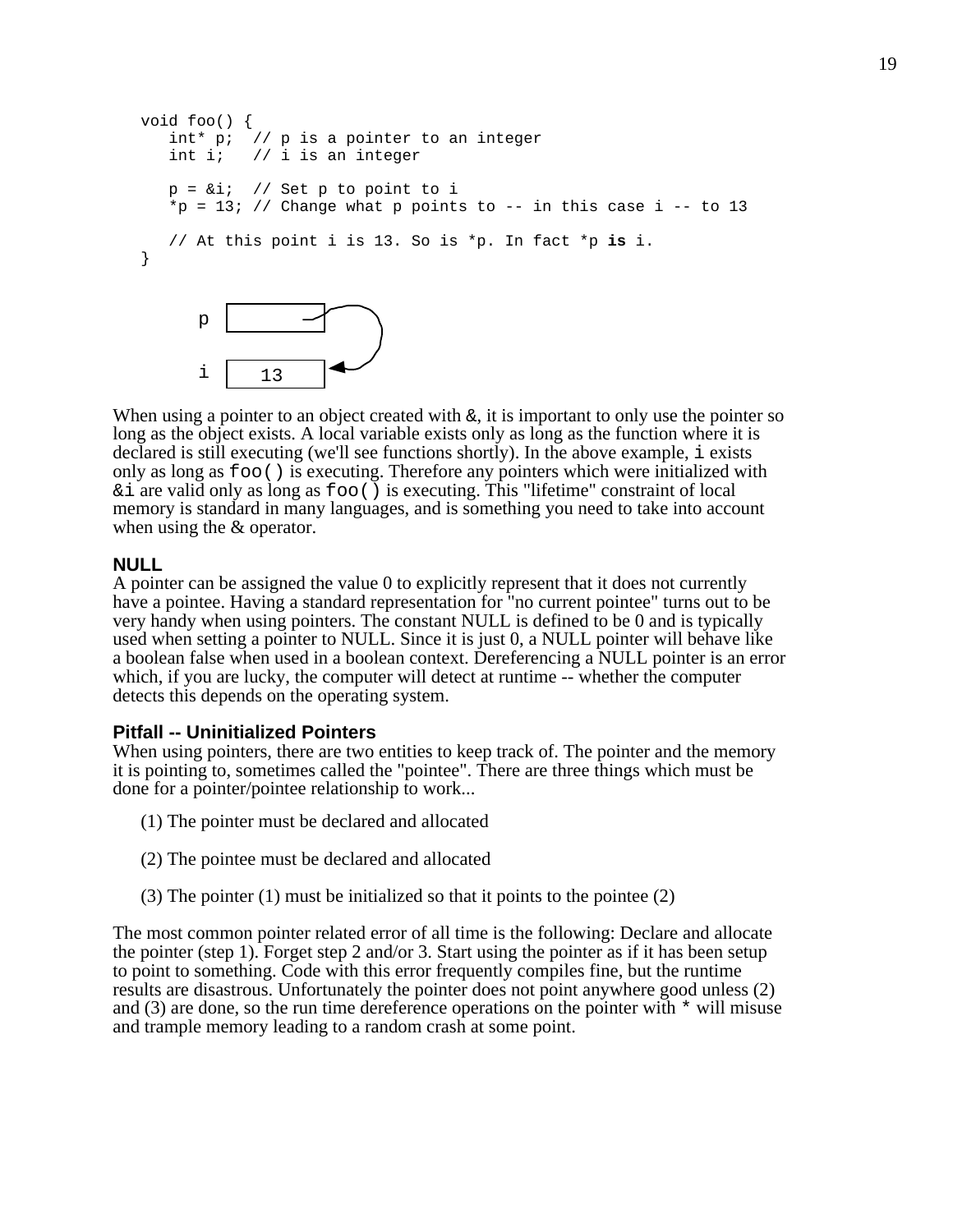```
void foo() {
   int* p;  // p is a pointer to an integer
   int i;   // i is an integer

   p = &i;  // Set p to point to i
   *p = 13; // Change what p points to -- in this case i -- to 13

   // At this point i is 13. So is *p. In fact *p is i.
}
```

```
p  [     ]--+
            |
i  [ 13  ]<-+
```

When using a pointer to an object created with `&`, it is important to only use the pointer so long as the object exists. A local variable exists only as long as the function where it is declared is still executing (we'll see functions shortly). In the above example, `i` exists only as long as `foo()` is executing. Therefore any pointers which were initialized with `&i` are valid only as long as `foo()` is executing. This "lifetime" constraint of local memory is standard in many languages, and is something you need to take into account when using the & operator.

### NULL

A pointer can be assigned the value 0 to explicitly represent that it does not currently have a pointee. Having a standard representation for "no current pointee" turns out to be very handy when using pointers. The constant NULL is defined to be 0 and is typically used when setting a pointer to NULL. Since it is just 0, a NULL pointer will behave like a boolean false when used in a boolean context. Dereferencing a NULL pointer is an error which, if you are lucky, the computer will detect at runtime -- whether the computer detects this depends on the operating system.

### Pitfall -- Uninitialized Pointers

When using pointers, there are two entities to keep track of. The pointer and the memory it is pointing to, sometimes called the "pointee". There are three things which must be done for a pointer/pointee relationship to work...

(1) The pointer must be declared and allocated

(2) The pointee must be declared and allocated

(3) The pointer (1) must be initialized so that it points to the pointee (2)

The most common pointer related error of all time is the following: Declare and allocate the pointer (step 1). Forget step 2 and/or 3. Start using the pointer as if it has been setup to point to something. Code with this error frequently compiles fine, but the runtime results are disastrous. Unfortunately the pointer does not point anywhere good unless (2) and (3) are done, so the run time dereference operations on the pointer with `*` will misuse and trample memory leading to a random crash at some point.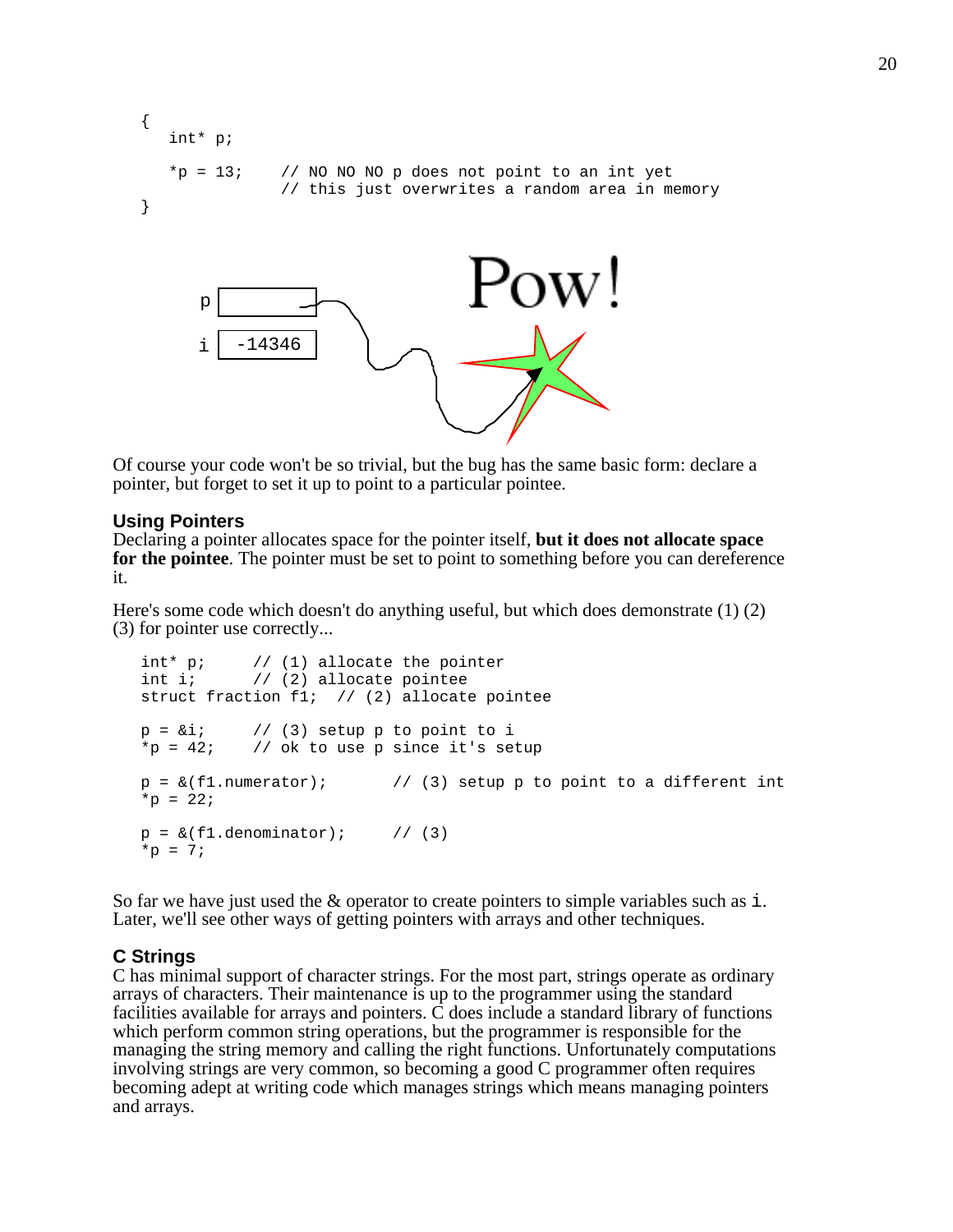```
{
   int* p;
   *p = 13;     // NO NO NO p does not point to an int yet
                // this just overwrites a random area in memory
}
```

Of course your code won't be so trivial, but the bug has the same basic form: declare a pointer, but forget to set it up to point to a particular pointee.

### Using Pointers

Declaring a pointer allocates space for the pointer itself, **but it does not allocate space for the pointee**. The pointer must be set to point to something before you can dereference it.

Here's some code which doesn't do anything useful, but which does demonstrate (1) (2) (3) for pointer use correctly...

```
int* p;      // (1) allocate the pointer
int i;       // (2) allocate pointee
struct fraction f1;  // (2) allocate pointee

p = &i;      // (3) setup p to point to i
*p = 42;     // ok to use p since it's setup

p = &(f1.numerator);       // (3) setup p to point to a different int
*p = 22;

p = &(f1.denominator);     // (3)
*p = 7;
```

So far we have just used the & operator to create pointers to simple variables such as `i`. Later, we'll see other ways of getting pointers with arrays and other techniques.

### C Strings

C has minimal support of character strings. For the most part, strings operate as ordinary arrays of characters. Their maintenance is up to the programmer using the standard facilities available for arrays and pointers. C does include a standard library of functions which perform common string operations, but the programmer is responsible for the managing the string memory and calling the right functions. Unfortunately computations involving strings are very common, so becoming a good C programmer often requires becoming adept at writing code which manages strings which means managing pointers and arrays.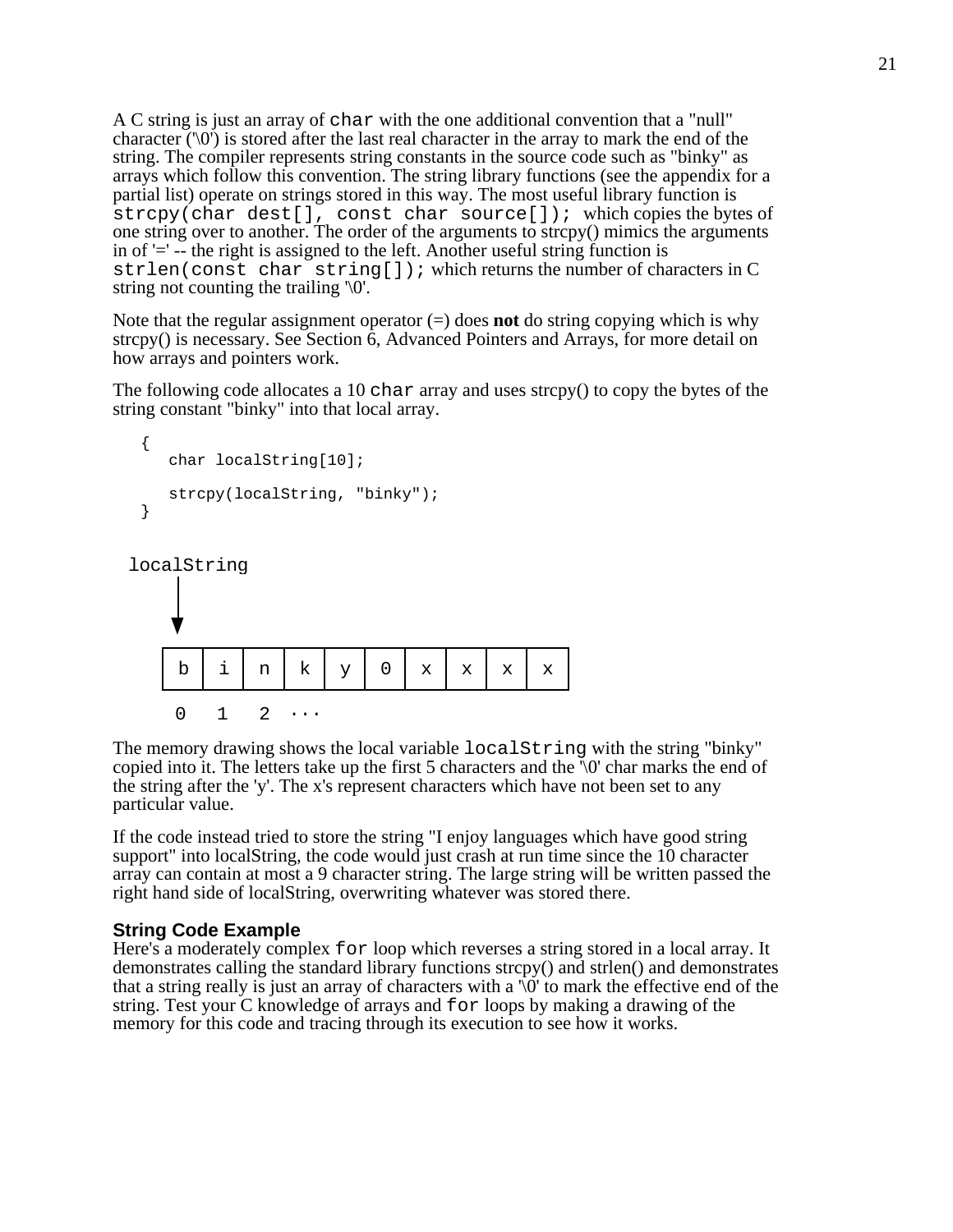A C string is just an array of `char` with the one additional convention that a "null" character ('\0') is stored after the last real character in the array to mark the end of the string. The compiler represents string constants in the source code such as "binky" as arrays which follow this convention. The string library functions (see the appendix for a partial list) operate on strings stored in this way. The most useful library function is `strcpy(char dest[], const char source[]);` which copies the bytes of one string over to another. The order of the arguments to strcpy() mimics the arguments in of '=' -- the right is assigned to the left. Another useful string function is `strlen(const char string[]);` which returns the number of characters in C string not counting the trailing '\0'.

Note that the regular assignment operator (=) does **not** do string copying which is why strcpy() is necessary. See Section 6, Advanced Pointers and Arrays, for more detail on how arrays and pointers work.

The following code allocates a 10 `char` array and uses strcpy() to copy the bytes of the string constant "binky" into that local array.

```
{
   char localString[10];

   strcpy(localString, "binky");
}
```

```
localString
     |
     v
 +---+---+---+---+---+---+---+---+---+---+
 | b | i | n | k | y | 0 | x | x | x | x |
 +---+---+---+---+---+---+---+---+---+---+
   0   1   2 ...
```

The memory drawing shows the local variable `localString` with the string "binky" copied into it. The letters take up the first 5 characters and the '\0' char marks the end of the string after the 'y'. The x's represent characters which have not been set to any particular value.

If the code instead tried to store the string "I enjoy languages which have good string support" into localString, the code would just crash at run time since the 10 character array can contain at most a 9 character string. The large string will be written passed the right hand side of localString, overwriting whatever was stored there.

### String Code Example

Here's a moderately complex `for` loop which reverses a string stored in a local array. It demonstrates calling the standard library functions strcpy() and strlen() and demonstrates that a string really is just an array of characters with a '\0' to mark the effective end of the string. Test your C knowledge of arrays and `for` loops by making a drawing of the memory for this code and tracing through its execution to see how it works.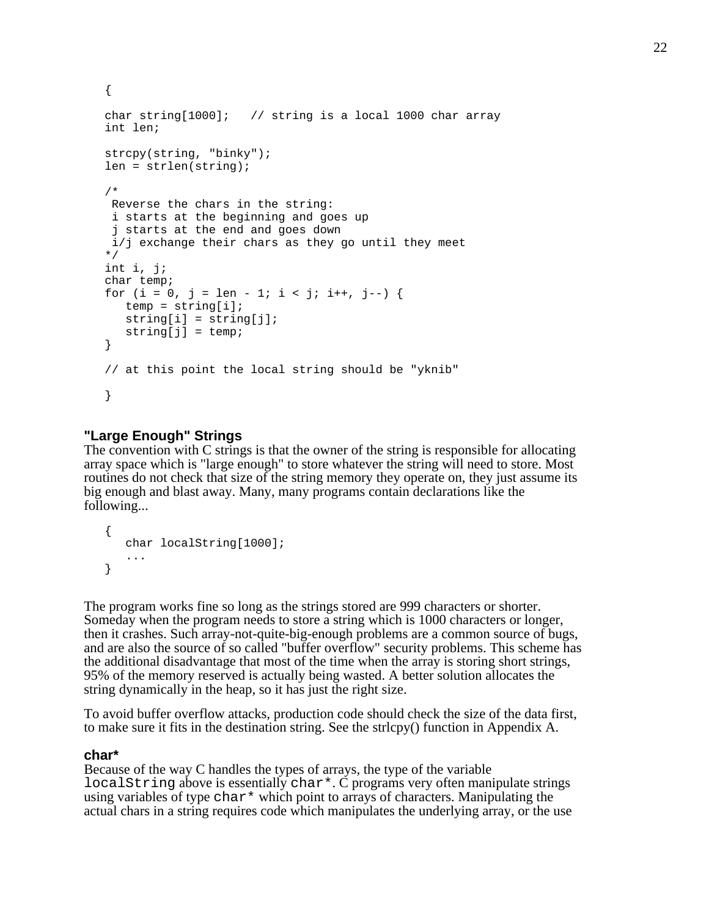```
{

char string[1000];   // string is a local 1000 char array
int len;

strcpy(string, "binky");
len = strlen(string);

/*
 Reverse the chars in the string:
 i starts at the beginning and goes up
 j starts at the end and goes down
 i/j exchange their chars as they go until they meet
*/
int i, j;
char temp;
for (i = 0, j = len - 1; i < j; i++, j--) {
   temp = string[i];
   string[i] = string[j];
   string[j] = temp;
}

// at this point the local string should be "yknib"

}
```

### "Large Enough" Strings

The convention with C strings is that the owner of the string is responsible for allocating array space which is "large enough" to store whatever the string will need to store. Most routines do not check that size of the string memory they operate on, they just assume its big enough and blast away. Many, many programs contain declarations like the following...

```
{
   char localString[1000];
   ...
}
```

The program works fine so long as the strings stored are 999 characters or shorter. Someday when the program needs to store a string which is 1000 characters or longer, then it crashes. Such array-not-quite-big-enough problems are a common source of bugs, and are also the source of so called "buffer overflow" security problems. This scheme has the additional disadvantage that most of the time when the array is storing short strings, 95% of the memory reserved is actually being wasted. A better solution allocates the string dynamically in the heap, so it has just the right size.

To avoid buffer overflow attacks, production code should check the size of the data first, to make sure it fits in the destination string. See the strlcpy() function in Appendix A.

### char*

Because of the way C handles the types of arrays, the type of the variable `localString` above is essentially `char*`. C programs very often manipulate strings using variables of type `char*` which point to arrays of characters. Manipulating the actual chars in a string requires code which manipulates the underlying array, or the use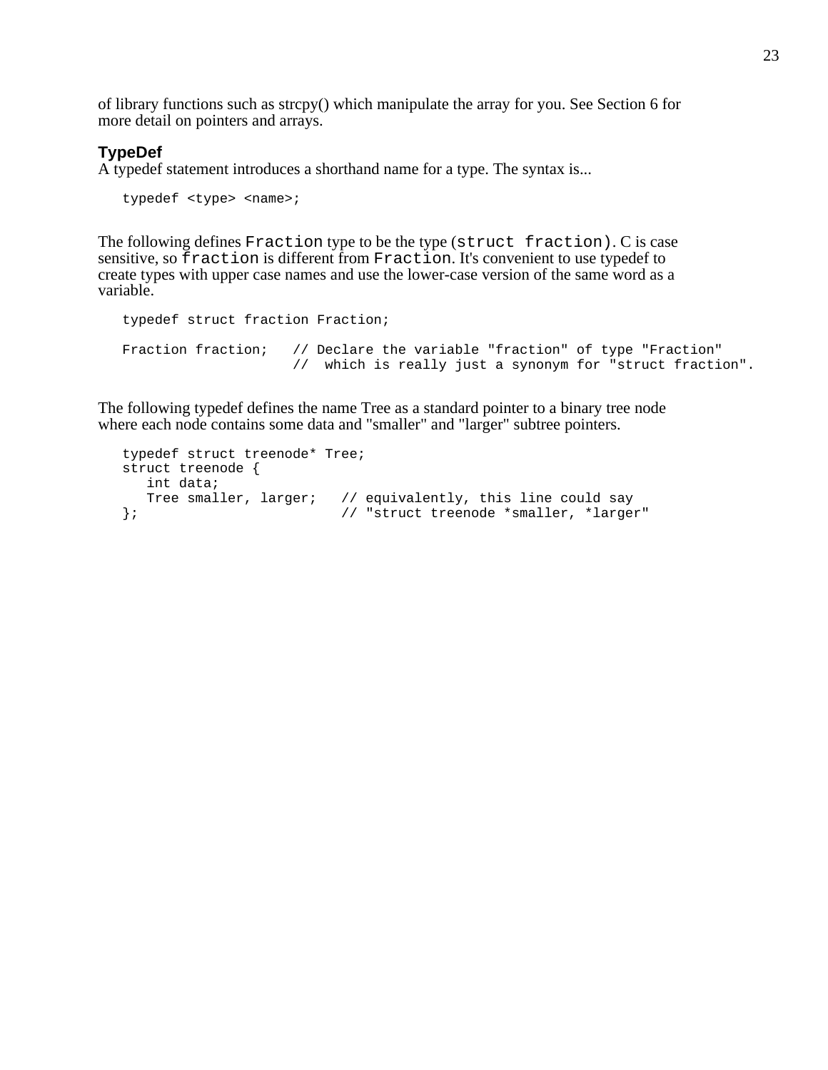of library functions such as strcpy() which manipulate the array for you. See Section 6 for more detail on pointers and arrays.

### TypeDef

A typedef statement introduces a shorthand name for a type. The syntax is...

```
typedef <type> <name>;
```

The following defines `Fraction` type to be the type (`struct fraction`). C is case sensitive, so `fraction` is different from `Fraction`. It's convenient to use typedef to create types with upper case names and use the lower-case version of the same word as a variable.

```
typedef struct fraction Fraction;

Fraction fraction;   // Declare the variable "fraction" of type "Fraction"
                     //  which is really just a synonym for "struct fraction".
```

The following typedef defines the name Tree as a standard pointer to a binary tree node where each node contains some data and "smaller" and "larger" subtree pointers.

```
typedef struct treenode* Tree;
struct treenode {
   int data;
   Tree smaller, larger;   // equivalently, this line could say
};                         // "struct treenode *smaller, *larger"
```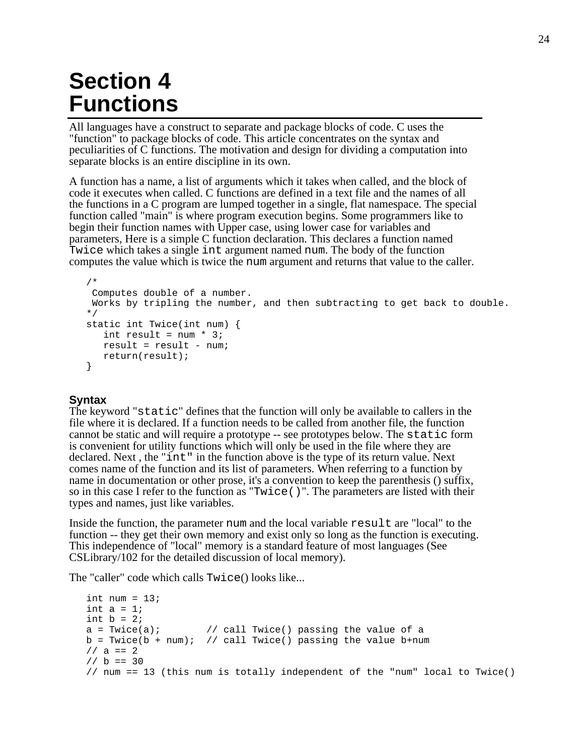# Section 4
# Functions

All languages have a construct to separate and package blocks of code. C uses the "function" to package blocks of code. This article concentrates on the syntax and peculiarities of C functions. The motivation and design for dividing a computation into separate blocks is an entire discipline in its own.

A function has a name, a list of arguments which it takes when called, and the block of code it executes when called. C functions are defined in a text file and the names of all the functions in a C program are lumped together in a single, flat namespace. The special function called "main" is where program execution begins. Some programmers like to begin their function names with Upper case, using lower case for variables and parameters, Here is a simple C function declaration. This declares a function named `Twice` which takes a single `int` argument named `num`. The body of the function computes the value which is twice the `num` argument and returns that value to the caller.

```
/*
 Computes double of a number.
 Works by tripling the number, and then subtracting to get back to double.
*/
static int Twice(int num) {
   int result = num * 3;
   result = result - num;
   return(result);
}
```

### Syntax

The keyword "`static`" defines that the function will only be available to callers in the file where it is declared. If a function needs to be called from another file, the function cannot be static and will require a prototype -- see prototypes below. The `static` form is convenient for utility functions which will only be used in the file where they are declared. Next , the "`int`" in the function above is the type of its return value. Next comes name of the function and its list of parameters. When referring to a function by name in documentation or other prose, it's a convention to keep the parenthesis () suffix, so in this case I refer to the function as "`Twice()`". The parameters are listed with their types and names, just like variables.

Inside the function, the parameter `num` and the local variable `result` are "local" to the function -- they get their own memory and exist only so long as the function is executing. This independence of "local" memory is a standard feature of most languages (See CSLibrary/102 for the detailed discussion of local memory).

The "caller" code which calls `Twice`() looks like...

```
int num = 13;
int a = 1;
int b = 2;
a = Twice(a);        // call Twice() passing the value of a
b = Twice(b + num);  // call Twice() passing the value b+num
// a == 2
// b == 30
// num == 13 (this num is totally independent of the "num" local to Twice()
```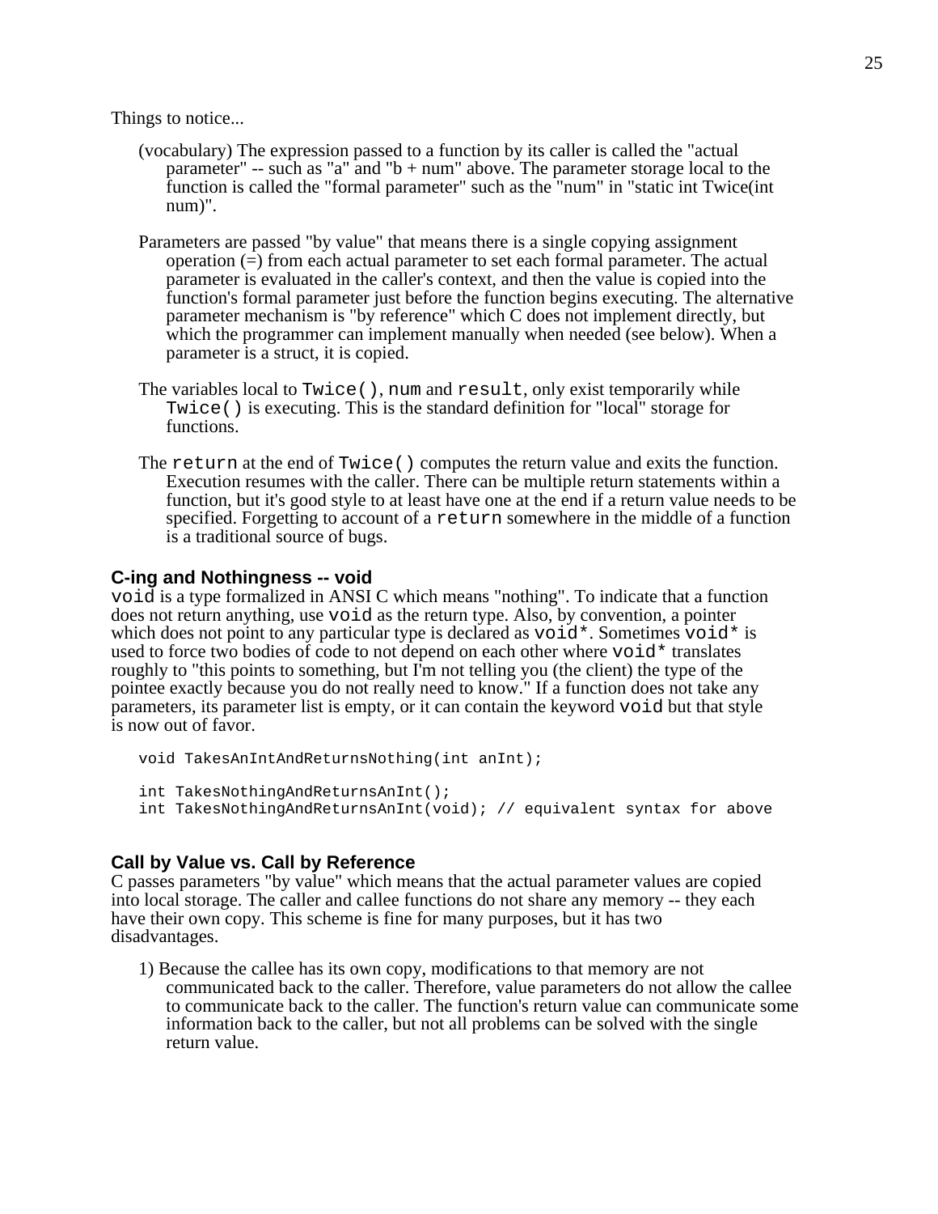Things to notice...

(vocabulary) The expression passed to a function by its caller is called the "actual parameter" -- such as "a" and "b + num" above. The parameter storage local to the function is called the "formal parameter" such as the "num" in "static int Twice(int num)".

Parameters are passed "by value" that means there is a single copying assignment operation (=) from each actual parameter to set each formal parameter. The actual parameter is evaluated in the caller's context, and then the value is copied into the function's formal parameter just before the function begins executing. The alternative parameter mechanism is "by reference" which C does not implement directly, but which the programmer can implement manually when needed (see below). When a parameter is a struct, it is copied.

The variables local to `Twice()`, `num` and `result`, only exist temporarily while `Twice()` is executing. This is the standard definition for "local" storage for functions.

The `return` at the end of `Twice()` computes the return value and exits the function. Execution resumes with the caller. There can be multiple return statements within a function, but it's good style to at least have one at the end if a return value needs to be specified. Forgetting to account of a `return` somewhere in the middle of a function is a traditional source of bugs.

### C-ing and Nothingness -- void

`void` is a type formalized in ANSI C which means "nothing". To indicate that a function does not return anything, use `void` as the return type. Also, by convention, a pointer which does not point to any particular type is declared as `void*`. Sometimes `void*` is used to force two bodies of code to not depend on each other where `void*` translates roughly to "this points to something, but I'm not telling you (the client) the type of the pointee exactly because you do not really need to know." If a function does not take any parameters, its parameter list is empty, or it can contain the keyword `void` but that style is now out of favor.

```
void TakesAnIntAndReturnsNothing(int anInt);

int TakesNothingAndReturnsAnInt();
int TakesNothingAndReturnsAnInt(void); // equivalent syntax for above
```

### Call by Value vs. Call by Reference

C passes parameters "by value" which means that the actual parameter values are copied into local storage. The caller and callee functions do not share any memory -- they each have their own copy. This scheme is fine for many purposes, but it has two disadvantages.

1) Because the callee has its own copy, modifications to that memory are not communicated back to the caller. Therefore, value parameters do not allow the callee to communicate back to the caller. The function's return value can communicate some information back to the caller, but not all problems can be solved with the single return value.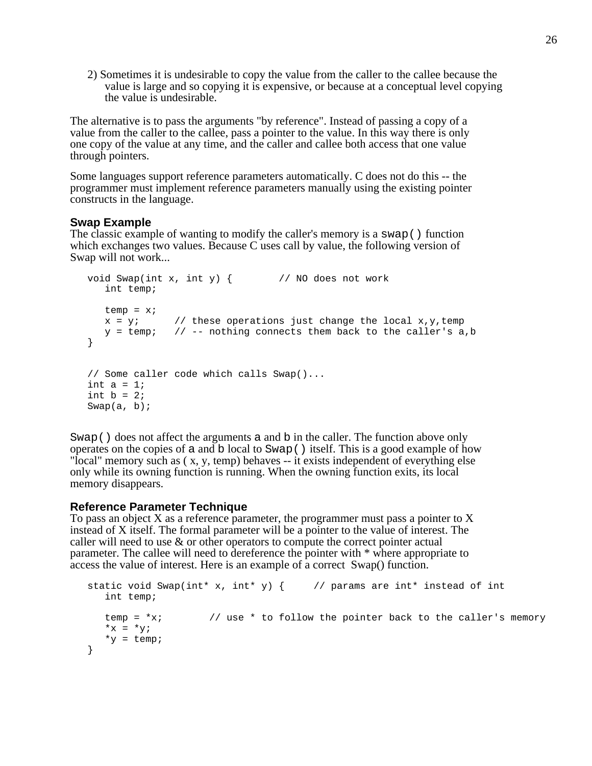2) Sometimes it is undesirable to copy the value from the caller to the callee because the value is large and so copying it is expensive, or because at a conceptual level copying the value is undesirable.

The alternative is to pass the arguments "by reference". Instead of passing a copy of a value from the caller to the callee, pass a pointer to the value. In this way there is only one copy of the value at any time, and the caller and callee both access that one value through pointers.

Some languages support reference parameters automatically. C does not do this -- the programmer must implement reference parameters manually using the existing pointer constructs in the language.

### Swap Example

The classic example of wanting to modify the caller's memory is a `swap()` function which exchanges two values. Because C uses call by value, the following version of Swap will not work...

```
void Swap(int x, int y) {        // NO does not work
   int temp;

   temp = x;
   x = y;      // these operations just change the local x,y,temp
   y = temp;   // -- nothing connects them back to the caller's a,b
}


// Some caller code which calls Swap()...
int a = 1;
int b = 2;
Swap(a, b);
```

`Swap()` does not affect the arguments `a` and `b` in the caller. The function above only operates on the copies of `a` and `b` local to `Swap()` itself. This is a good example of how "local" memory such as ( x, y, temp) behaves -- it exists independent of everything else only while its owning function is running. When the owning function exits, its local memory disappears.

### Reference Parameter Technique

To pass an object X as a reference parameter, the programmer must pass a pointer to X instead of X itself. The formal parameter will be a pointer to the value of interest. The caller will need to use & or other operators to compute the correct pointer actual parameter. The callee will need to dereference the pointer with * where appropriate to access the value of interest. Here is an example of a correct Swap() function.

```
static void Swap(int* x, int* y) {     // params are int* instead of int
   int temp;

   temp = *x;        // use * to follow the pointer back to the caller's memory
   *x = *y;
   *y = temp;
}
```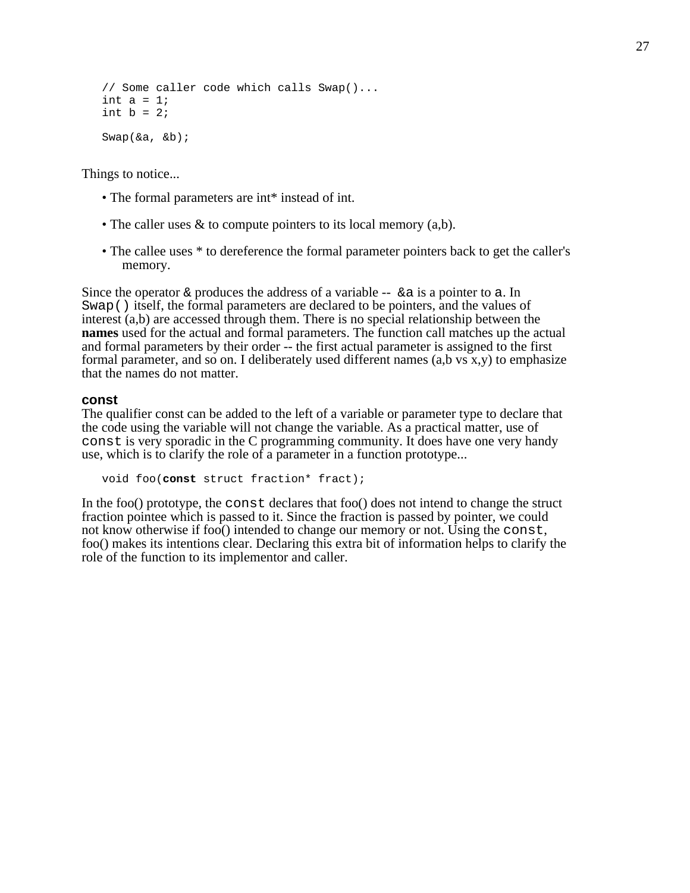```
// Some caller code which calls Swap()...
int a = 1;
int b = 2;

Swap(&a, &b);
```

Things to notice...

- The formal parameters are int* instead of int.
- The caller uses & to compute pointers to its local memory (a,b).
- The callee uses * to dereference the formal parameter pointers back to get the caller's memory.

Since the operator `&` produces the address of a variable -- `&a` is a pointer to `a`. In `Swap()` itself, the formal parameters are declared to be pointers, and the values of interest (a,b) are accessed through them. There is no special relationship between the **names** used for the actual and formal parameters. The function call matches up the actual and formal parameters by their order -- the first actual parameter is assigned to the first formal parameter, and so on. I deliberately used different names (a,b vs x,y) to emphasize that the names do not matter.

### const

The qualifier const can be added to the left of a variable or parameter type to declare that the code using the variable will not change the variable. As a practical matter, use of `const` is very sporadic in the C programming community. It does have one very handy use, which is to clarify the role of a parameter in a function prototype...

```
void foo(const struct fraction* fract);
```

In the foo() prototype, the `const` declares that foo() does not intend to change the struct fraction pointee which is passed to it. Since the fraction is passed by pointer, we could not know otherwise if foo() intended to change our memory or not. Using the `const`, foo() makes its intentions clear. Declaring this extra bit of information helps to clarify the role of the function to its implementor and caller.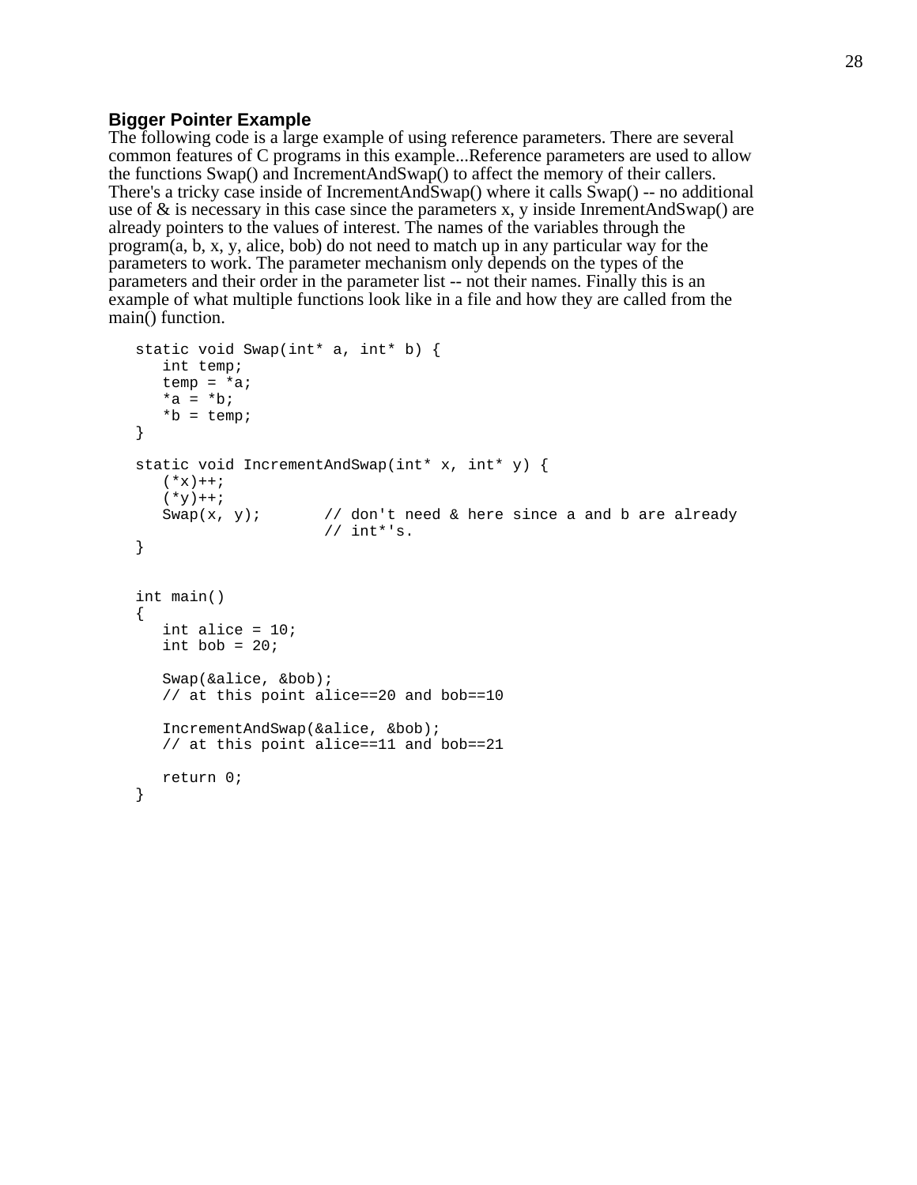### Bigger Pointer Example

The following code is a large example of using reference parameters. There are several common features of C programs in this example...Reference parameters are used to allow the functions Swap() and IncrementAndSwap() to affect the memory of their callers. There's a tricky case inside of IncrementAndSwap() where it calls Swap() -- no additional use of & is necessary in this case since the parameters x, y inside InrementAndSwap() are already pointers to the values of interest. The names of the variables through the program(a, b, x, y, alice, bob) do not need to match up in any particular way for the parameters to work. The parameter mechanism only depends on the types of the parameters and their order in the parameter list -- not their names. Finally this is an example of what multiple functions look like in a file and how they are called from the main() function.

```
static void Swap(int* a, int* b) {
   int temp;
   temp = *a;
   *a = *b;
   *b = temp;
}

static void IncrementAndSwap(int* x, int* y) {
   (*x)++;
   (*y)++;
   Swap(x, y);        // don't need & here since a and b are already
                      // int*'s.
}


int main()
{
   int alice = 10;
   int bob = 20;

   Swap(&alice, &bob);
   // at this point alice==20 and bob==10

   IncrementAndSwap(&alice, &bob);
   // at this point alice==11 and bob==21

   return 0;
}
```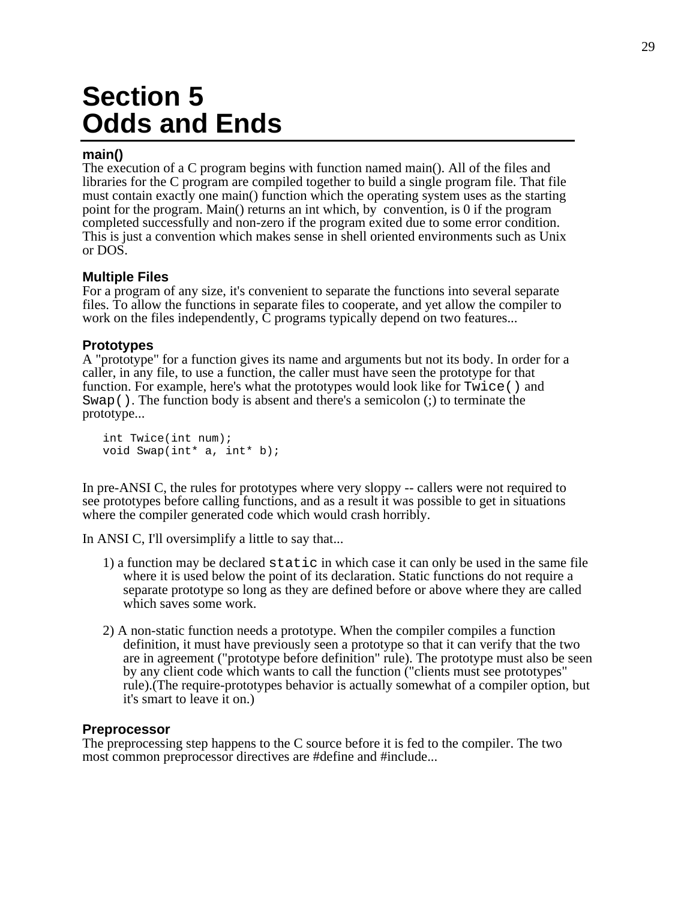# Section 5
# Odds and Ends

### main()

The execution of a C program begins with function named main(). All of the files and libraries for the C program are compiled together to build a single program file. That file must contain exactly one main() function which the operating system uses as the starting point for the program. Main() returns an int which, by convention, is 0 if the program completed successfully and non-zero if the program exited due to some error condition. This is just a convention which makes sense in shell oriented environments such as Unix or DOS.

### Multiple Files

For a program of any size, it's convenient to separate the functions into several separate files. To allow the functions in separate files to cooperate, and yet allow the compiler to work on the files independently, C programs typically depend on two features...

### Prototypes

A "prototype" for a function gives its name and arguments but not its body. In order for a caller, in any file, to use a function, the caller must have seen the prototype for that function. For example, here's what the prototypes would look like for `Twice()` and `Swap()`. The function body is absent and there's a semicolon (;) to terminate the prototype...

```
int Twice(int num);
void Swap(int* a, int* b);
```

In pre-ANSI C, the rules for prototypes where very sloppy -- callers were not required to see prototypes before calling functions, and as a result it was possible to get in situations where the compiler generated code which would crash horribly.

In ANSI C, I'll oversimplify a little to say that...

1) a function may be declared `static` in which case it can only be used in the same file where it is used below the point of its declaration. Static functions do not require a separate prototype so long as they are defined before or above where they are called which saves some work.

2) A non-static function needs a prototype. When the compiler compiles a function definition, it must have previously seen a prototype so that it can verify that the two are in agreement ("prototype before definition" rule). The prototype must also be seen by any client code which wants to call the function ("clients must see prototypes" rule).(The require-prototypes behavior is actually somewhat of a compiler option, but it's smart to leave it on.)

### Preprocessor

The preprocessing step happens to the C source before it is fed to the compiler. The two most common preprocessor directives are #define and #include...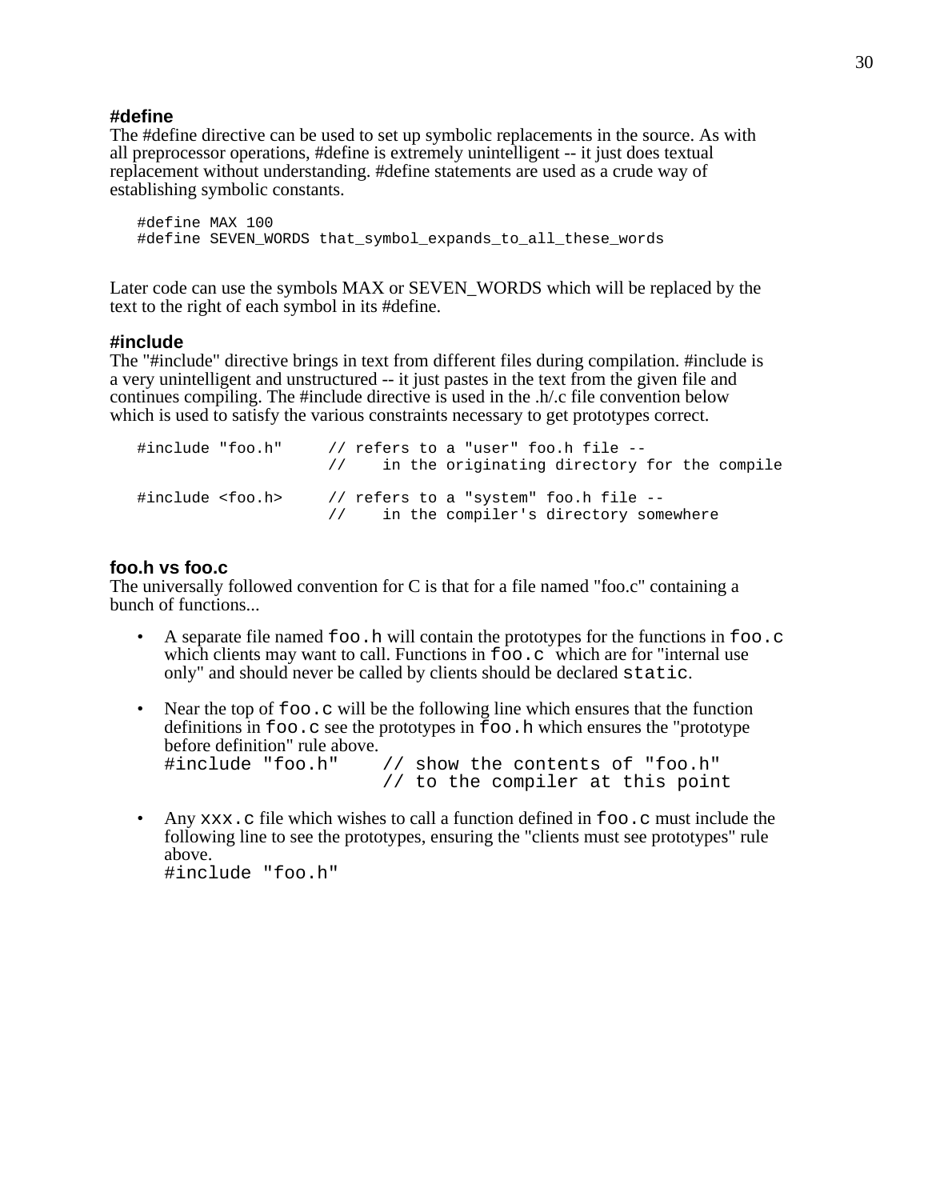### #define

The #define directive can be used to set up symbolic replacements in the source. As with all preprocessor operations, #define is extremely unintelligent -- it just does textual replacement without understanding. #define statements are used as a crude way of establishing symbolic constants.

```
#define MAX 100
#define SEVEN_WORDS that_symbol_expands_to_all_these_words
```

Later code can use the symbols MAX or SEVEN_WORDS which will be replaced by the text to the right of each symbol in its #define.

### #include

The "#include" directive brings in text from different files during compilation. #include is a very unintelligent and unstructured -- it just pastes in the text from the given file and continues compiling. The #include directive is used in the .h/.c file convention below which is used to satisfy the various constraints necessary to get prototypes correct.

```
#include "foo.h"     // refers to a "user" foo.h file --
                     //    in the originating directory for the compile

#include <foo.h>     // refers to a "system" foo.h file --
                     //    in the compiler's directory somewhere
```

### foo.h vs foo.c

The universally followed convention for C is that for a file named "foo.c" containing a bunch of functions...

- A separate file named `foo.h` will contain the prototypes for the functions in `foo.c` which clients may want to call. Functions in `foo.c` which are for "internal use only" and should never be called by clients should be declared `static`.

- Near the top of `foo.c` will be the following line which ensures that the function definitions in `foo.c` see the prototypes in `foo.h` which ensures the "prototype before definition" rule above.
  ```
  #include "foo.h"    // show the contents of "foo.h"
                      // to the compiler at this point
  ```

- Any `xxx.c` file which wishes to call a function defined in `foo.c` must include the following line to see the prototypes, ensuring the "clients must see prototypes" rule above.
  ```
  #include "foo.h"
  ```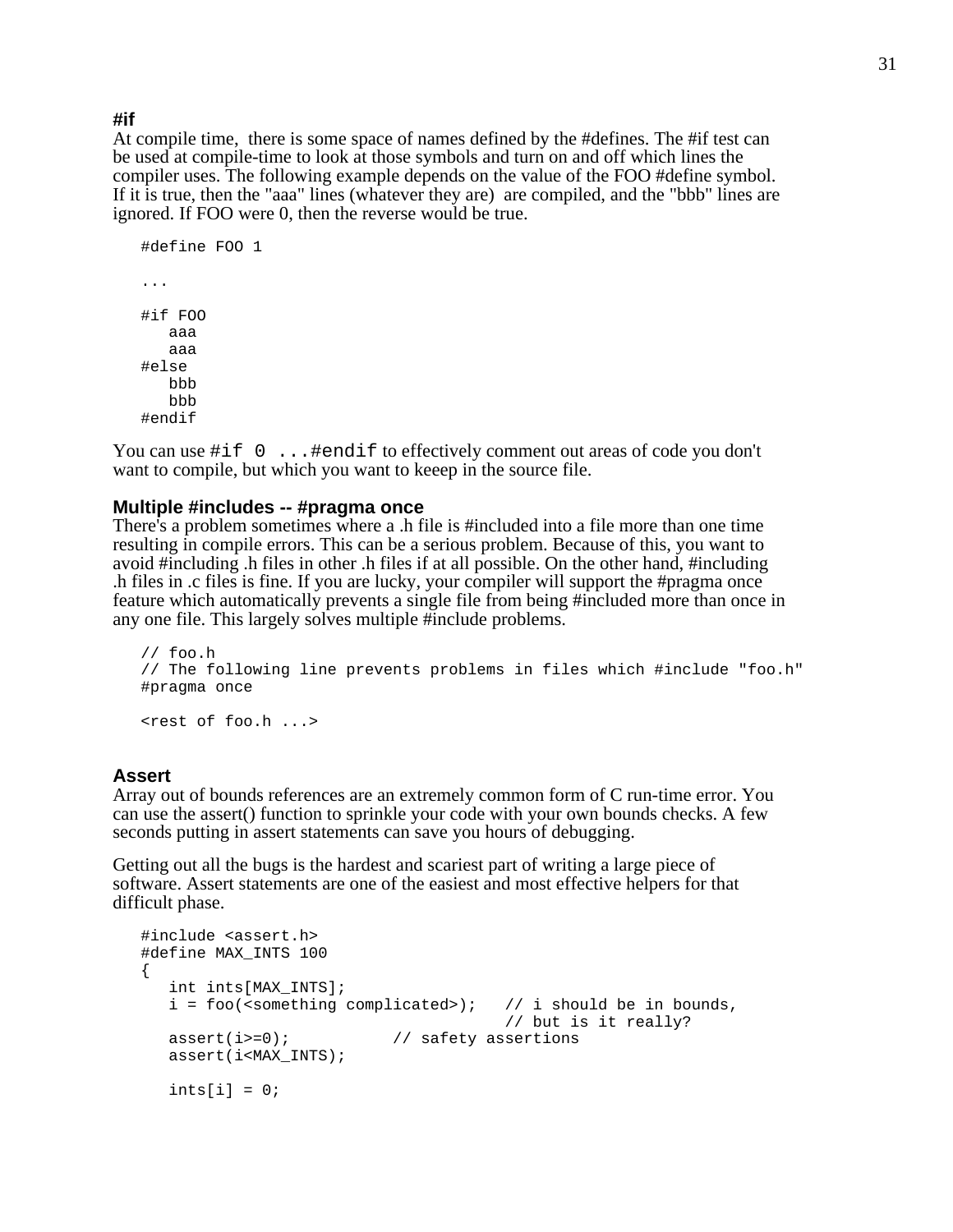### #if

At compile time, there is some space of names defined by the #defines. The #if test can be used at compile-time to look at those symbols and turn on and off which lines the compiler uses. The following example depends on the value of the FOO #define symbol. If it is true, then the "aaa" lines (whatever they are) are compiled, and the "bbb" lines are ignored. If FOO were 0, then the reverse would be true.

```
#define FOO 1

...

#if FOO
   aaa
   aaa
#else
   bbb
   bbb
#endif
```

You can use `#if 0 ...#endif` to effectively comment out areas of code you don't want to compile, but which you want to keeep in the source file.

### Multiple #includes -- #pragma once

There's a problem sometimes where a .h file is #included into a file more than one time resulting in compile errors. This can be a serious problem. Because of this, you want to avoid #including .h files in other .h files if at all possible. On the other hand, #including .h files in .c files is fine. If you are lucky, your compiler will support the #pragma once feature which automatically prevents a single file from being #included more than once in any one file. This largely solves multiple #include problems.

```
// foo.h
// The following line prevents problems in files which #include "foo.h"
#pragma once

<rest of foo.h ...>
```

### Assert

Array out of bounds references are an extremely common form of C run-time error. You can use the assert() function to sprinkle your code with your own bounds checks. A few seconds putting in assert statements can save you hours of debugging.

Getting out all the bugs is the hardest and scariest part of writing a large piece of software. Assert statements are one of the easiest and most effective helpers for that difficult phase.

```
#include <assert.h>
#define MAX_INTS 100
{
   int ints[MAX_INTS];
   i = foo(<something complicated>);   // i should be in bounds,
                                       // but is it really?
   assert(i>=0);           // safety assertions
   assert(i<MAX_INTS);

   ints[i] = 0;
```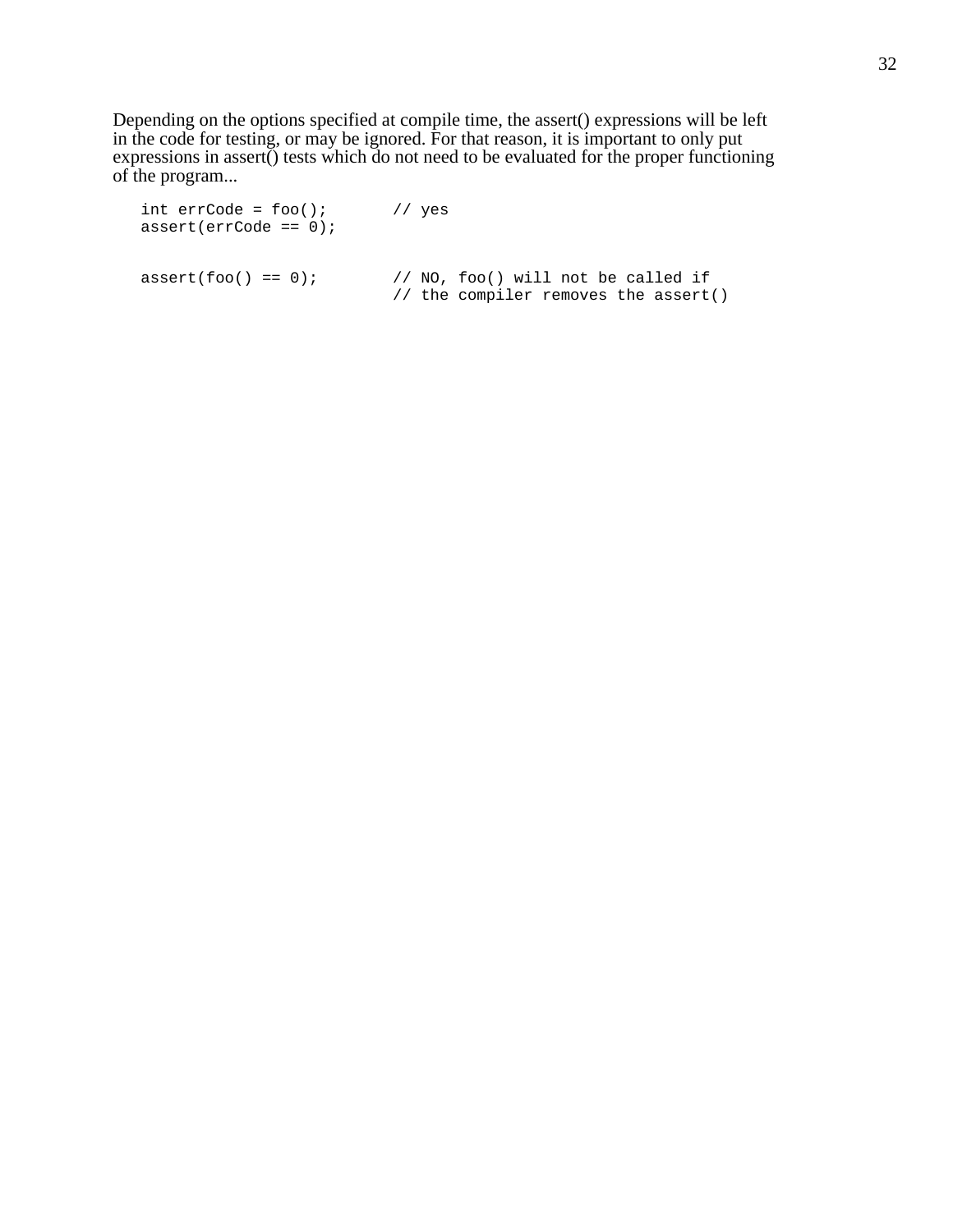Depending on the options specified at compile time, the assert() expressions will be left in the code for testing, or may be ignored. For that reason, it is important to only put expressions in assert() tests which do not need to be evaluated for the proper functioning of the program...

```
int errCode = foo();        // yes
assert(errCode == 0);


assert(foo() == 0);         // NO, foo() will not be called if
                            // the compiler removes the assert()
```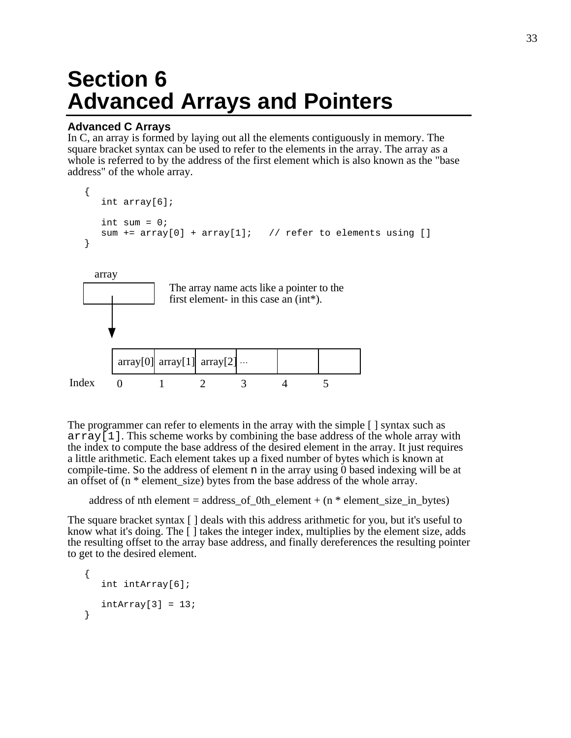# Section 6
# Advanced Arrays and Pointers

### Advanced C Arrays

In C, an array is formed by laying out all the elements contiguously in memory. The square bracket syntax can be used to refer to the elements in the array. The array as a whole is referred to by the address of the first element which is also known as the "base address" of the whole array.

```
{
   int array[6];

   int sum = 0;
   sum += array[0] + array[1];   // refer to elements using []
}
```

array

The array name acts like a pointer to the first element- in this case an (int*).

| | array[0] | array[1] | array[2] | ... | | |
|---|---|---|---|---|---|---|
| Index | 0 | 1 | 2 | 3 | 4 | 5 |

The programmer can refer to elements in the array with the simple [ ] syntax such as `array[1]`. This scheme works by combining the base address of the whole array with the index to compute the base address of the desired element in the array. It just requires a little arithmetic. Each element takes up a fixed number of bytes which is known at compile-time. So the address of element `n` in the array using 0 based indexing will be at an offset of (n * element_size) bytes from the base address of the whole array.

address of nth element = address_of_0th_element + (n * element_size_in_bytes)

The square bracket syntax [ ] deals with this address arithmetic for you, but it's useful to know what it's doing. The [ ] takes the integer index, multiplies by the element size, adds the resulting offset to the array base address, and finally dereferences the resulting pointer to get to the desired element.

```
{
   int intArray[6];

   intArray[3] = 13;
}
```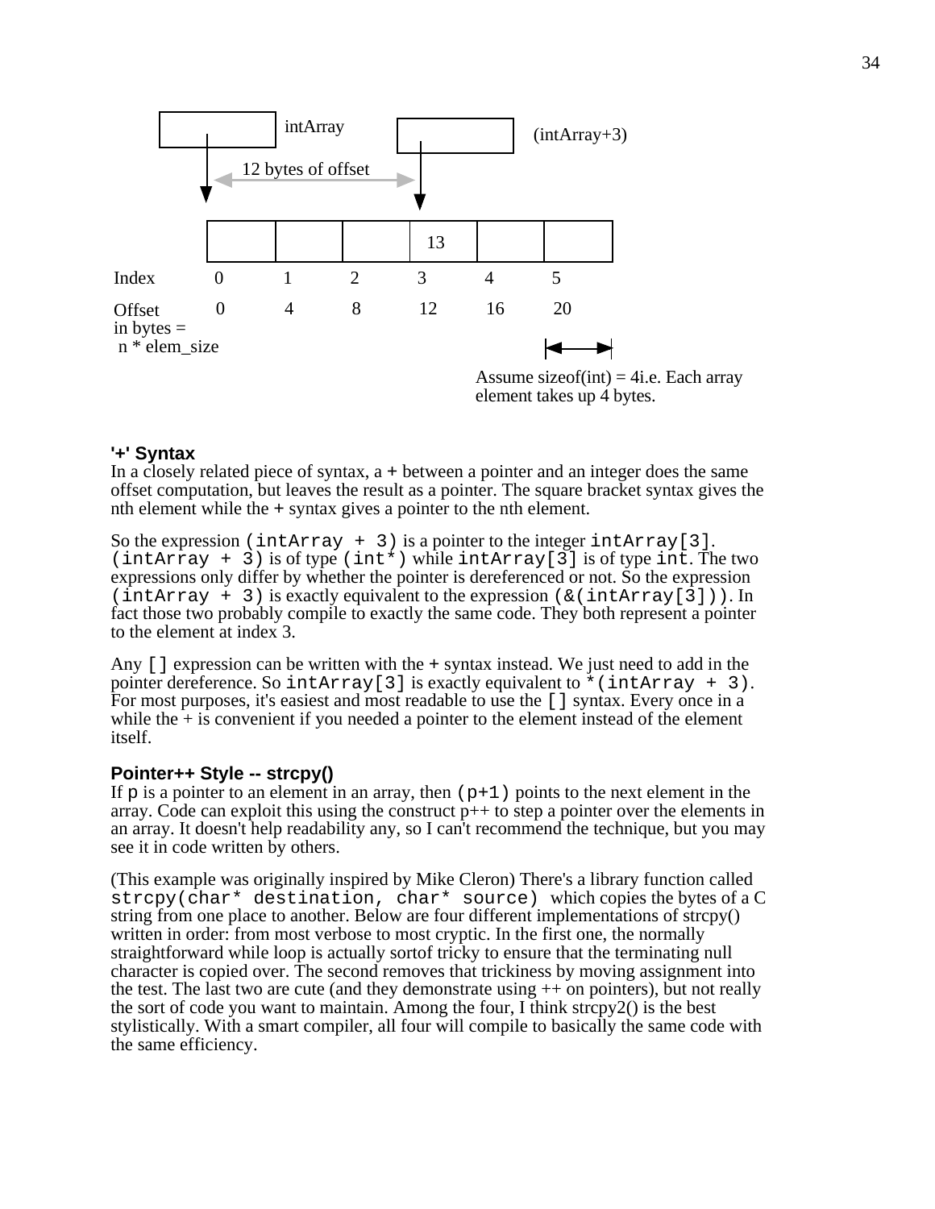intArray (intArray+3)

12 bytes of offset

| | | | 13 | | |
|---|---|---|---|---|---|

| Index | 0 | 1 | 2 | 3 | 4 | 5 |
|---|---|---|---|---|---|---|
| Offset in bytes = n * elem_size | 0 | 4 | 8 | 12 | 16 | 20 |

Assume sizeof(int) = 4i.e. Each array element takes up 4 bytes.

### '+' Syntax

In a closely related piece of syntax, a `+` between a pointer and an integer does the same offset computation, but leaves the result as a pointer. The square bracket syntax gives the nth element while the `+` syntax gives a pointer to the nth element.

So the expression `(intArray + 3)` is a pointer to the integer `intArray[3]`. `(intArray + 3)` is of type `(int*)` while `intArray[3]` is of type `int`. The two expressions only differ by whether the pointer is dereferenced or not. So the expression `(intArray + 3)` is exactly equivalent to the expression `(&(intArray[3]))`. In fact those two probably compile to exactly the same code. They both represent a pointer to the element at index 3.

Any `[]` expression can be written with the `+` syntax instead. We just need to add in the pointer dereference. So `intArray[3]` is exactly equivalent to `*(intArray + 3)`. For most purposes, it's easiest and most readable to use the `[]` syntax. Every once in a while the + is convenient if you needed a pointer to the element instead of the element itself.

### Pointer++ Style -- strcpy()

If `p` is a pointer to an element in an array, then `(p+1)` points to the next element in the array. Code can exploit this using the construct p++ to step a pointer over the elements in an array. It doesn't help readability any, so I can't recommend the technique, but you may see it in code written by others.

(This example was originally inspired by Mike Cleron) There's a library function called `strcpy(char* destination, char* source)` which copies the bytes of a C string from one place to another. Below are four different implementations of strcpy() written in order: from most verbose to most cryptic. In the first one, the normally straightforward while loop is actually sortof tricky to ensure that the terminating null character is copied over. The second removes that trickiness by moving assignment into the test. The last two are cute (and they demonstrate using ++ on pointers), but not really the sort of code you want to maintain. Among the four, I think strcpy2() is the best stylistically. With a smart compiler, all four will compile to basically the same code with the same efficiency.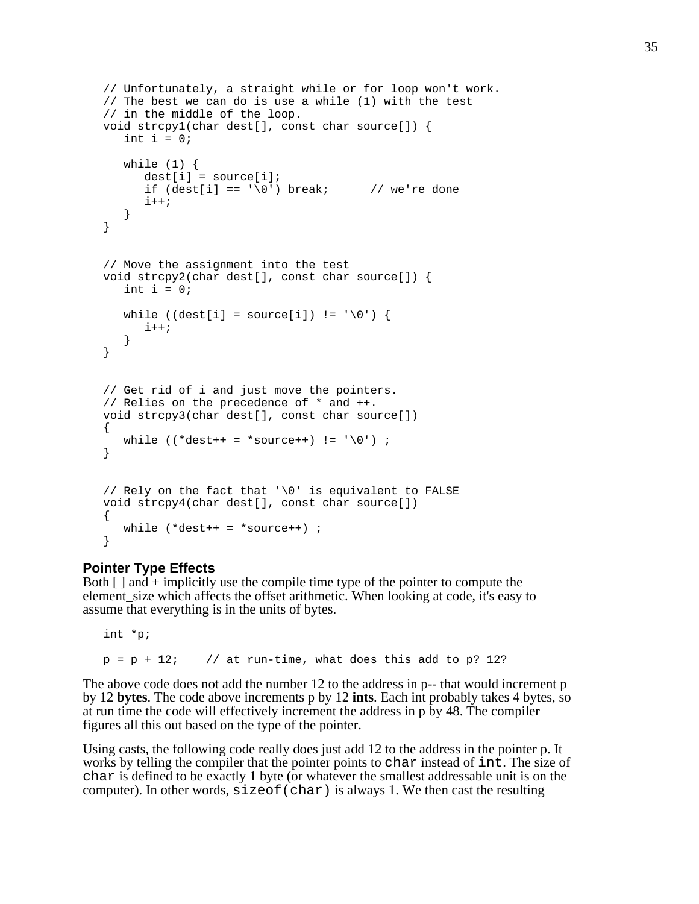```
// Unfortunately, a straight while or for loop won't work.
// The best we can do is use a while (1) with the test
// in the middle of the loop.
void strcpy1(char dest[], const char source[]) {
   int i = 0;

   while (1) {
      dest[i] = source[i];
      if (dest[i] == '\0') break;      // we're done
      i++;
   }
}


// Move the assignment into the test
void strcpy2(char dest[], const char source[]) {
   int i = 0;

   while ((dest[i] = source[i]) != '\0') {
      i++;
   }
}


// Get rid of i and just move the pointers.
// Relies on the precedence of * and ++.
void strcpy3(char dest[], const char source[])
{
   while ((*dest++ = *source++) != '\0') ;
}


// Rely on the fact that '\0' is equivalent to FALSE
void strcpy4(char dest[], const char source[])
{
   while (*dest++ = *source++) ;
}
```

### Pointer Type Effects

Both [ ] and + implicitly use the compile time type of the pointer to compute the element_size which affects the offset arithmetic. When looking at code, it's easy to assume that everything is in the units of bytes.

```
int *p;

p = p + 12;    // at run-time, what does this add to p? 12?
```

The above code does not add the number 12 to the address in p-- that would increment p by 12 **bytes**. The code above increments p by 12 **ints**. Each int probably takes 4 bytes, so at run time the code will effectively increment the address in p by 48. The compiler figures all this out based on the type of the pointer.

Using casts, the following code really does just add 12 to the address in the pointer p. It works by telling the compiler that the pointer points to `char` instead of `int`. The size of `char` is defined to be exactly 1 byte (or whatever the smallest addressable unit is on the computer). In other words, `sizeof(char)` is always 1. We then cast the resulting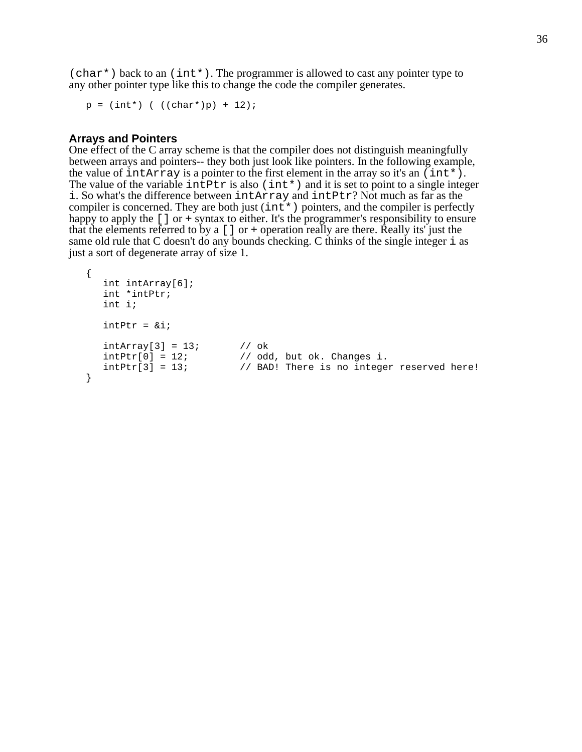(char*) back to an (int*). The programmer is allowed to cast any pointer type to any other pointer type like this to change the code the compiler generates.

```
p = (int*) ( ((char*)p) + 12);
```

### Arrays and Pointers

One effect of the C array scheme is that the compiler does not distinguish meaningfully between arrays and pointers-- they both just look like pointers. In the following example, the value of intArray is a pointer to the first element in the array so it's an (int*). The value of the variable intPtr is also (int*) and it is set to point to a single integer i. So what's the difference between intArray and intPtr? Not much as far as the compiler is concerned. They are both just (int*) pointers, and the compiler is perfectly happy to apply the [] or + syntax to either. It's the programmer's responsibility to ensure that the elements referred to by a [] or + operation really are there. Really its' just the same old rule that C doesn't do any bounds checking. C thinks of the single integer i as just a sort of degenerate array of size 1.

```
{
   int intArray[6];
   int *intPtr;
   int i;

   intPtr = &i;

   intArray[3] = 13;       // ok
   intPtr[0] = 12;         // odd, but ok. Changes i.
   intPtr[3] = 13;         // BAD! There is no integer reserved here!
}
```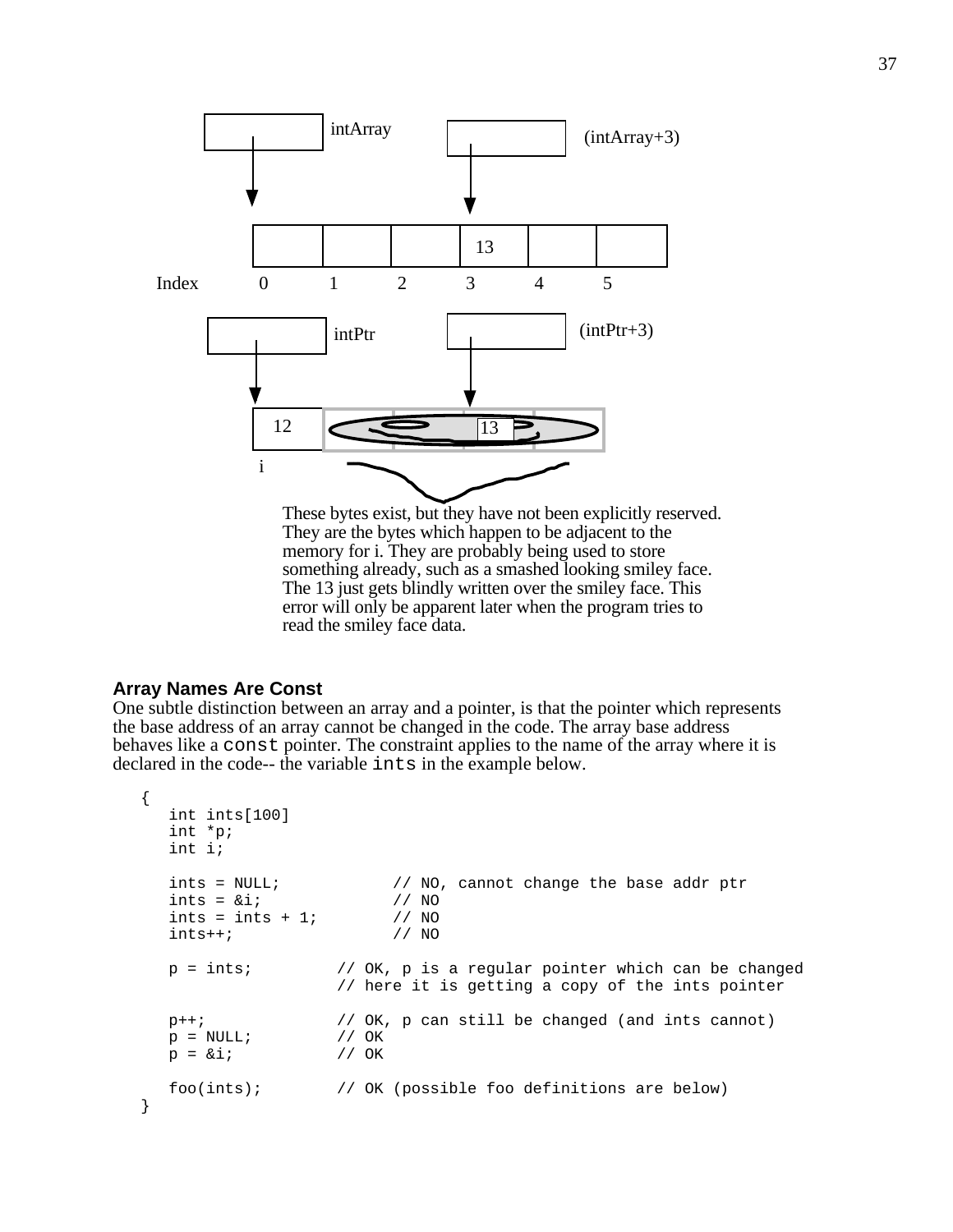These bytes exist, but they have not been explicitly reserved. They are the bytes which happen to be adjacent to the memory for i. They are probably being used to store something already, such as a smashed looking smiley face. The 13 just gets blindly written over the smiley face. This error will only be apparent later when the program tries to read the smiley face data.

### Array Names Are Const

One subtle distinction between an array and a pointer, is that the pointer which represents the base address of an array cannot be changed in the code. The array base address behaves like a `const` pointer. The constraint applies to the name of the array where it is declared in the code-- the variable `ints` in the example below.

```
{
   int ints[100]
   int *p;
   int i;

   ints = NULL;            // NO, cannot change the base addr ptr
   ints = &i;              // NO
   ints = ints + 1;        // NO
   ints++;                 // NO

   p = ints;          // OK, p is a regular pointer which can be changed
                      // here it is getting a copy of the ints pointer

   p++;               // OK, p can still be changed (and ints cannot)
   p = NULL;          // OK
   p = &i;            // OK

   foo(ints);         // OK (possible foo definitions are below)
}
```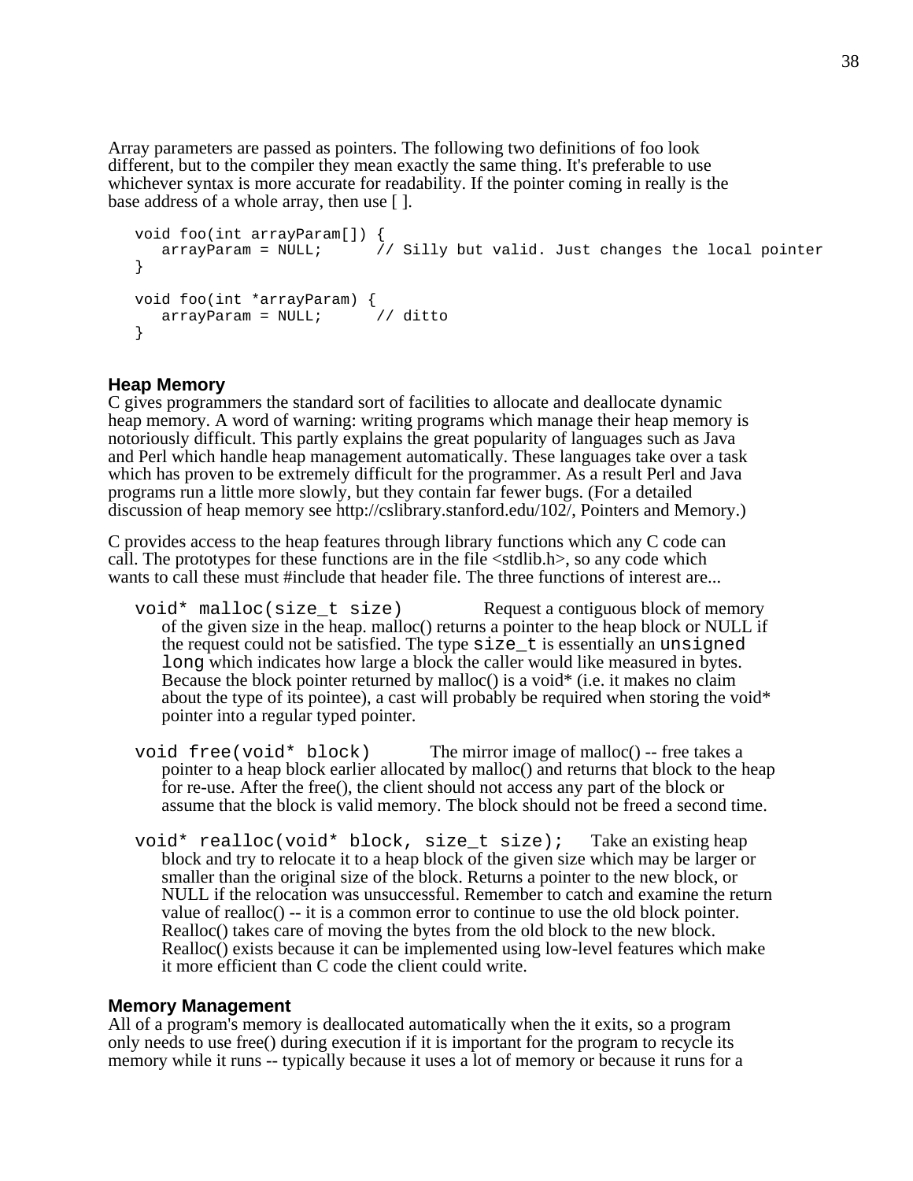Array parameters are passed as pointers. The following two definitions of foo look different, but to the compiler they mean exactly the same thing. It's preferable to use whichever syntax is more accurate for readability. If the pointer coming in really is the base address of a whole array, then use [ ].

```
void foo(int arrayParam[]) {
   arrayParam = NULL;      // Silly but valid. Just changes the local pointer
}

void foo(int *arrayParam) {
   arrayParam = NULL;      // ditto
}
```

## Heap Memory

C gives programmers the standard sort of facilities to allocate and deallocate dynamic heap memory. A word of warning: writing programs which manage their heap memory is notoriously difficult. This partly explains the great popularity of languages such as Java and Perl which handle heap management automatically. These languages take over a task which has proven to be extremely difficult for the programmer. As a result Perl and Java programs run a little more slowly, but they contain far fewer bugs. (For a detailed discussion of heap memory see http://cslibrary.stanford.edu/102/, Pointers and Memory.)

C provides access to the heap features through library functions which any C code can call. The prototypes for these functions are in the file <stdlib.h>, so any code which wants to call these must #include that header file. The three functions of interest are...

`void* malloc(size_t size)` Request a contiguous block of memory of the given size in the heap. malloc() returns a pointer to the heap block or NULL if the request could not be satisfied. The type `size_t` is essentially an `unsigned long` which indicates how large a block the caller would like measured in bytes. Because the block pointer returned by malloc() is a void* (i.e. it makes no claim about the type of its pointee), a cast will probably be required when storing the void* pointer into a regular typed pointer.

`void free(void* block)` The mirror image of malloc() -- free takes a pointer to a heap block earlier allocated by malloc() and returns that block to the heap for re-use. After the free(), the client should not access any part of the block or assume that the block is valid memory. The block should not be freed a second time.

`void* realloc(void* block, size_t size);` Take an existing heap block and try to relocate it to a heap block of the given size which may be larger or smaller than the original size of the block. Returns a pointer to the new block, or NULL if the relocation was unsuccessful. Remember to catch and examine the return value of realloc() -- it is a common error to continue to use the old block pointer. Realloc() takes care of moving the bytes from the old block to the new block. Realloc() exists because it can be implemented using low-level features which make it more efficient than C code the client could write.

## Memory Management

All of a program's memory is deallocated automatically when the it exits, so a program only needs to use free() during execution if it is important for the program to recycle its memory while it runs -- typically because it uses a lot of memory or because it runs for a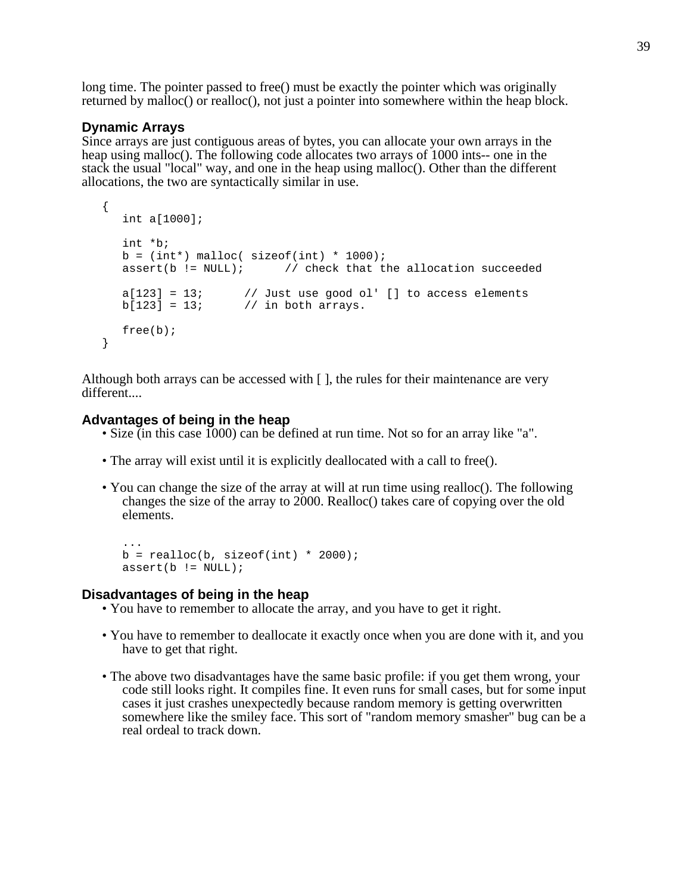long time. The pointer passed to free() must be exactly the pointer which was originally returned by malloc() or realloc(), not just a pointer into somewhere within the heap block.

### Dynamic Arrays

Since arrays are just contiguous areas of bytes, you can allocate your own arrays in the heap using malloc(). The following code allocates two arrays of 1000 ints-- one in the stack the usual "local" way, and one in the heap using malloc(). Other than the different allocations, the two are syntactically similar in use.

```
{
   int a[1000];

   int *b;
   b = (int*) malloc( sizeof(int) * 1000);
   assert(b != NULL);      // check that the allocation succeeded

   a[123] = 13;      // Just use good ol' [] to access elements
   b[123] = 13;      // in both arrays.

   free(b);
}
```

Although both arrays can be accessed with [ ], the rules for their maintenance are very different....

### Advantages of being in the heap

- Size (in this case 1000) can be defined at run time. Not so for an array like "a".
- The array will exist until it is explicitly deallocated with a call to free().
- You can change the size of the array at will at run time using realloc(). The following changes the size of the array to 2000. Realloc() takes care of copying over the old elements.

```
...
b = realloc(b, sizeof(int) * 2000);
assert(b != NULL);
```

### Disadvantages of being in the heap

- You have to remember to allocate the array, and you have to get it right.
- You have to remember to deallocate it exactly once when you are done with it, and you have to get that right.
- The above two disadvantages have the same basic profile: if you get them wrong, your code still looks right. It compiles fine. It even runs for small cases, but for some input cases it just crashes unexpectedly because random memory is getting overwritten somewhere like the smiley face. This sort of "random memory smasher" bug can be a real ordeal to track down.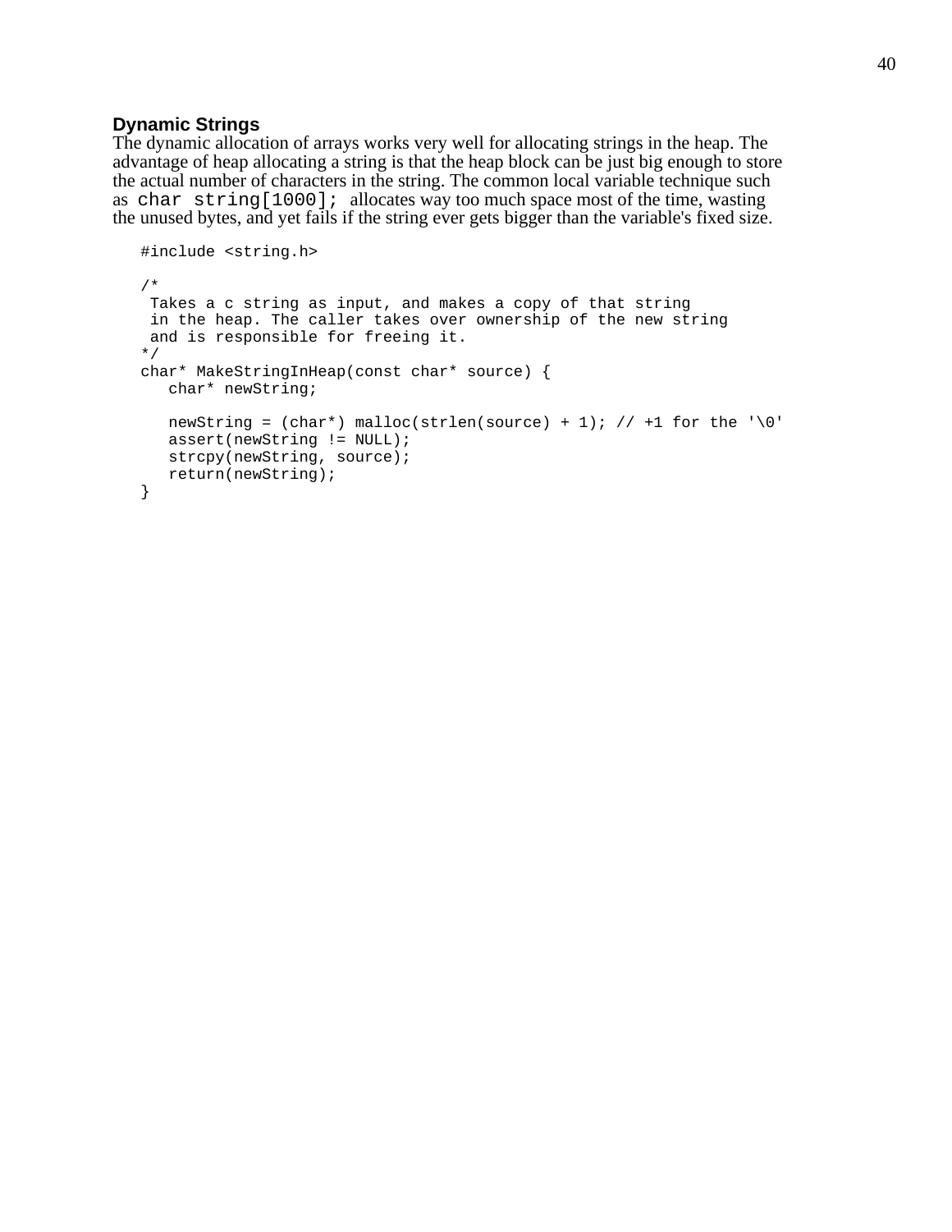### Dynamic Strings

The dynamic allocation of arrays works very well for allocating strings in the heap. The advantage of heap allocating a string is that the heap block can be just big enough to store the actual number of characters in the string. The common local variable technique such as `char string[1000];` allocates way too much space most of the time, wasting the unused bytes, and yet fails if the string ever gets bigger than the variable's fixed size.

```
#include <string.h>

/*
 Takes a c string as input, and makes a copy of that string
 in the heap. The caller takes over ownership of the new string
 and is responsible for freeing it.
*/
char* MakeStringInHeap(const char* source) {
   char* newString;

   newString = (char*) malloc(strlen(source) + 1); // +1 for the '\0'
   assert(newString != NULL);
   strcpy(newString, source);
   return(newString);
}
```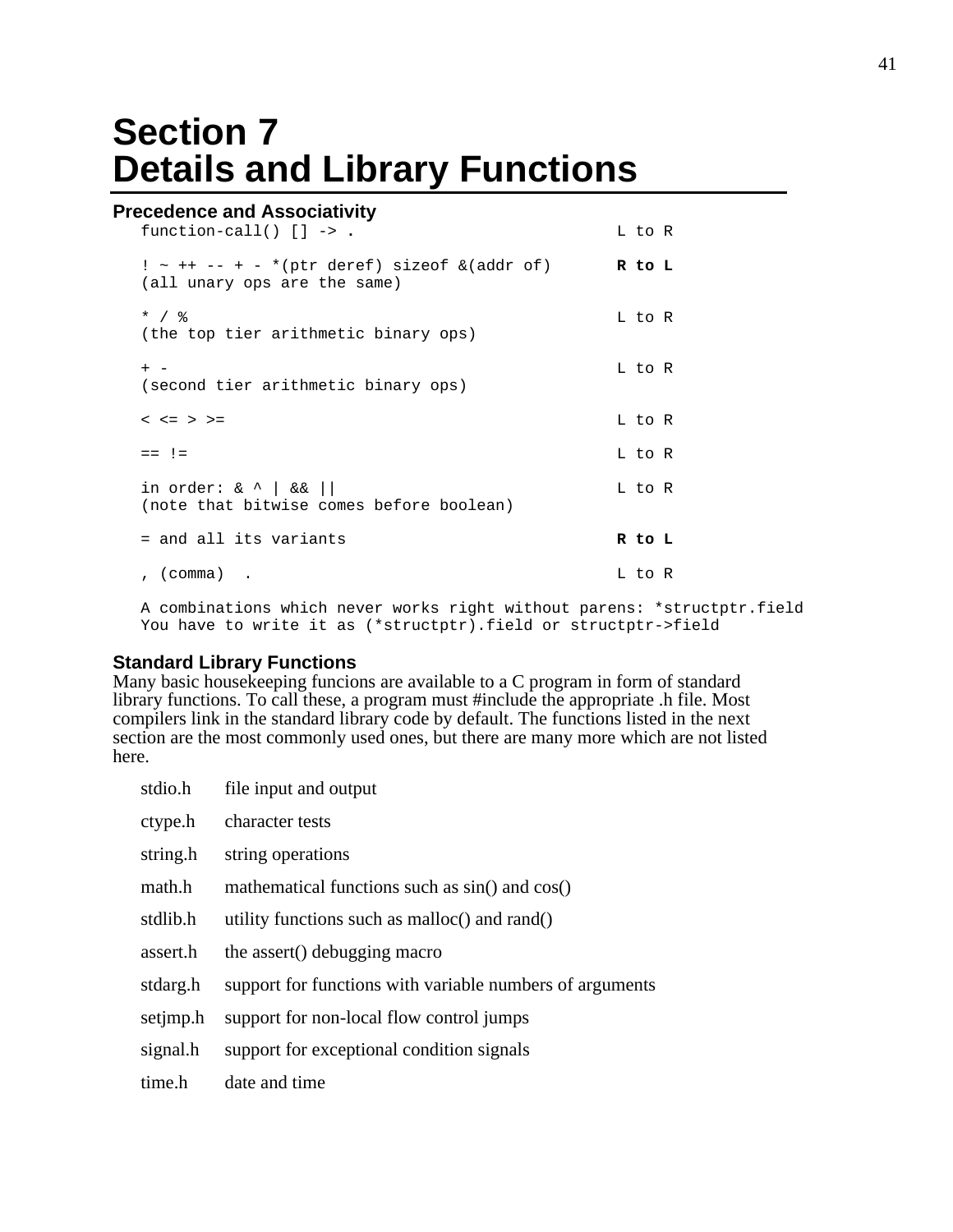# Section 7
# Details and Library Functions

### Precedence and Associativity

```
function-call() [] -> .                              L to R

! ~ ++ -- + - *(ptr deref) sizeof &(addr of)         R to L
(all unary ops are the same)

* / %                                                L to R
(the top tier arithmetic binary ops)

+ -                                                  L to R
(second tier arithmetic binary ops)

< <= > >=                                            L to R

== !=                                                L to R

in order: & ^ | && ||                                L to R
(note that bitwise comes before boolean)

= and all its variants                               R to L

, (comma)  .                                         L to R

A combinations which never works right without parens: *structptr.field
You have to write it as (*structptr).field or structptr->field
```

### Standard Library Functions

Many basic housekeeping funcions are available to a C program in form of standard library functions. To call these, a program must #include the appropriate .h file. Most compilers link in the standard library code by default. The functions listed in the next section are the most commonly used ones, but there are many more which are not listed here.

| | |
|---|---|
| stdio.h | file input and output |
| ctype.h | character tests |
| string.h | string operations |
| math.h | mathematical functions such as sin() and cos() |
| stdlib.h | utility functions such as malloc() and rand() |
| assert.h | the assert() debugging macro |
| stdarg.h | support for functions with variable numbers of arguments |
| setjmp.h | support for non-local flow control jumps |
| signal.h | support for exceptional condition signals |
| time.h | date and time |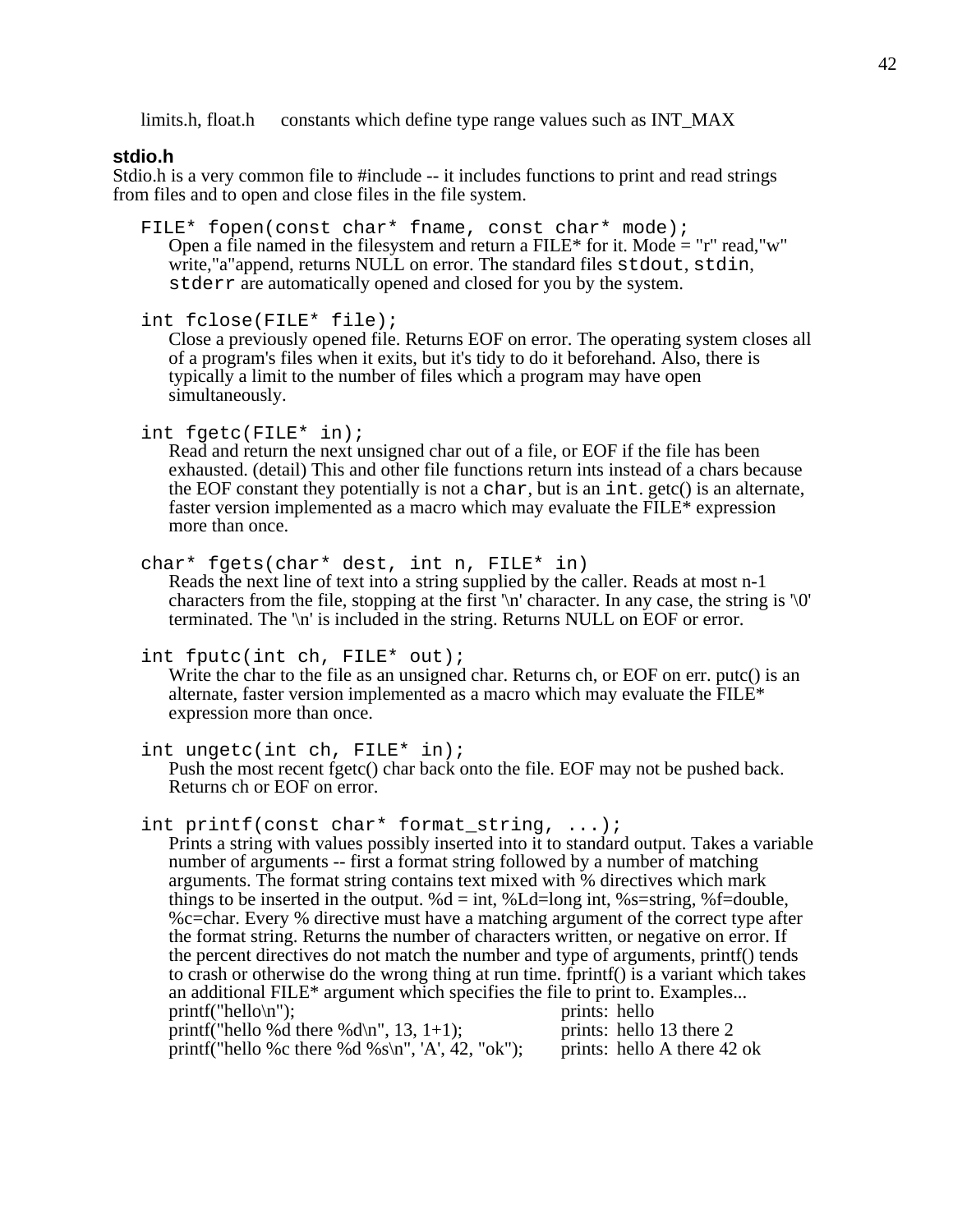limits.h, float.h      constants which define type range values such as INT_MAX

### stdio.h

Stdio.h is a very common file to #include -- it includes functions to print and read strings from files and to open and close files in the file system.

`FILE* fopen(const char* fname, const char* mode);`

Open a file named in the filesystem and return a FILE* for it. Mode = "r" read,"w" write,"a"append, returns NULL on error. The standard files `stdout`, `stdin`, `stderr` are automatically opened and closed for you by the system.

`int fclose(FILE* file);`

Close a previously opened file. Returns EOF on error. The operating system closes all of a program's files when it exits, but it's tidy to do it beforehand. Also, there is typically a limit to the number of files which a program may have open simultaneously.

`int fgetc(FILE* in);`

Read and return the next unsigned char out of a file, or EOF if the file has been exhausted. (detail) This and other file functions return ints instead of a chars because the EOF constant they potentially is not a `char`, but is an `int`. getc() is an alternate, faster version implemented as a macro which may evaluate the FILE* expression more than once.

`char* fgets(char* dest, int n, FILE* in)`

Reads the next line of text into a string supplied by the caller. Reads at most n-1 characters from the file, stopping at the first '\n' character. In any case, the string is '\0' terminated. The '\n' is included in the string. Returns NULL on EOF or error.

`int fputc(int ch, FILE* out);`

Write the char to the file as an unsigned char. Returns ch, or EOF on err. putc() is an alternate, faster version implemented as a macro which may evaluate the FILE* expression more than once.

`int ungetc(int ch, FILE* in);`

Push the most recent fgetc() char back onto the file. EOF may not be pushed back. Returns ch or EOF on error.

`int printf(const char* format_string, ...);`

Prints a string with values possibly inserted into it to standard output. Takes a variable number of arguments -- first a format string followed by a number of matching arguments. The format string contains text mixed with % directives which mark things to be inserted in the output. %d = int, %Ld=long int, %s=string, %f=double, %c=char. Every % directive must have a matching argument of the correct type after the format string. Returns the number of characters written, or negative on error. If the percent directives do not match the number and type of arguments, printf() tends to crash or otherwise do the wrong thing at run time. fprintf() is a variant which takes an additional FILE* argument which specifies the file to print to. Examples...

```
printf("hello\n");                                prints: hello
printf("hello %d there %d\n", 13, 1+1);           prints: hello 13 there 2
printf("hello %c there %d %s\n", 'A', 42, "ok");  prints: hello A there 42 ok
```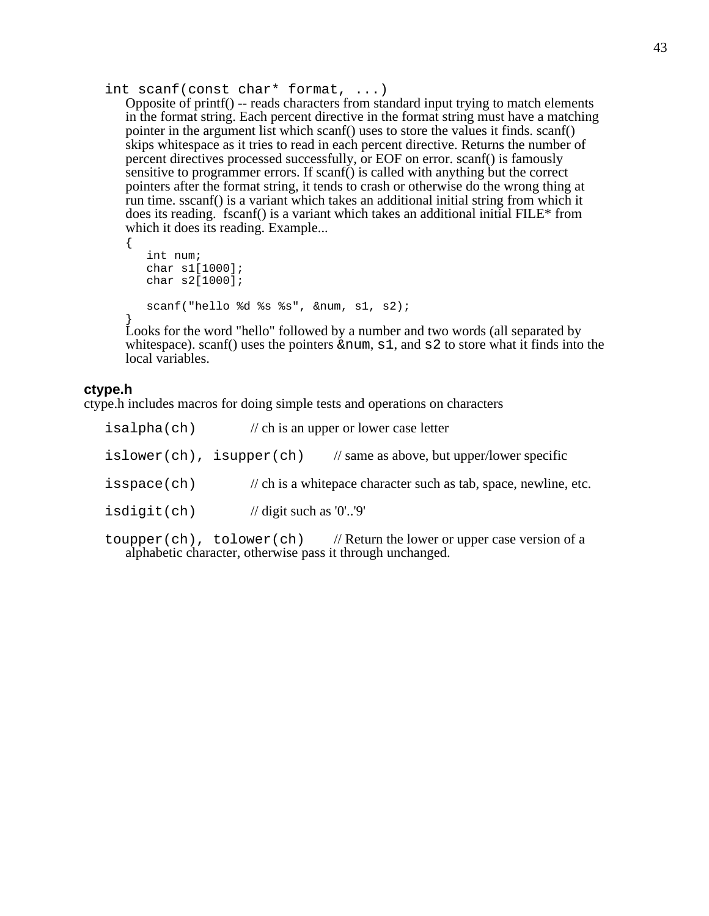`int scanf(const char* format, ...)`

Opposite of printf() -- reads characters from standard input trying to match elements in the format string. Each percent directive in the format string must have a matching pointer in the argument list which scanf() uses to store the values it finds. scanf() skips whitespace as it tries to read in each percent directive. Returns the number of percent directives processed successfully, or EOF on error. scanf() is famously sensitive to programmer errors. If scanf() is called with anything but the correct pointers after the format string, it tends to crash or otherwise do the wrong thing at run time. sscanf() is a variant which takes an additional initial string from which it does its reading. fscanf() is a variant which takes an additional initial FILE* from which it does its reading. Example...

```
{
   int num;
   char s1[1000];
   char s2[1000];

   scanf("hello %d %s %s", &num, s1, s2);
}
```

Looks for the word "hello" followed by a number and two words (all separated by whitespace). scanf() uses the pointers `&num`, `s1`, and `s2` to store what it finds into the local variables.

### ctype.h

ctype.h includes macros for doing simple tests and operations on characters

`isalpha(ch)` // ch is an upper or lower case letter

`islower(ch), isupper(ch)` // same as above, but upper/lower specific

`isspace(ch)` // ch is a whitepace character such as tab, space, newline, etc.

`isdigit(ch)` // digit such as '0'..'9'

`toupper(ch), tolower(ch)` // Return the lower or upper case version of a alphabetic character, otherwise pass it through unchanged.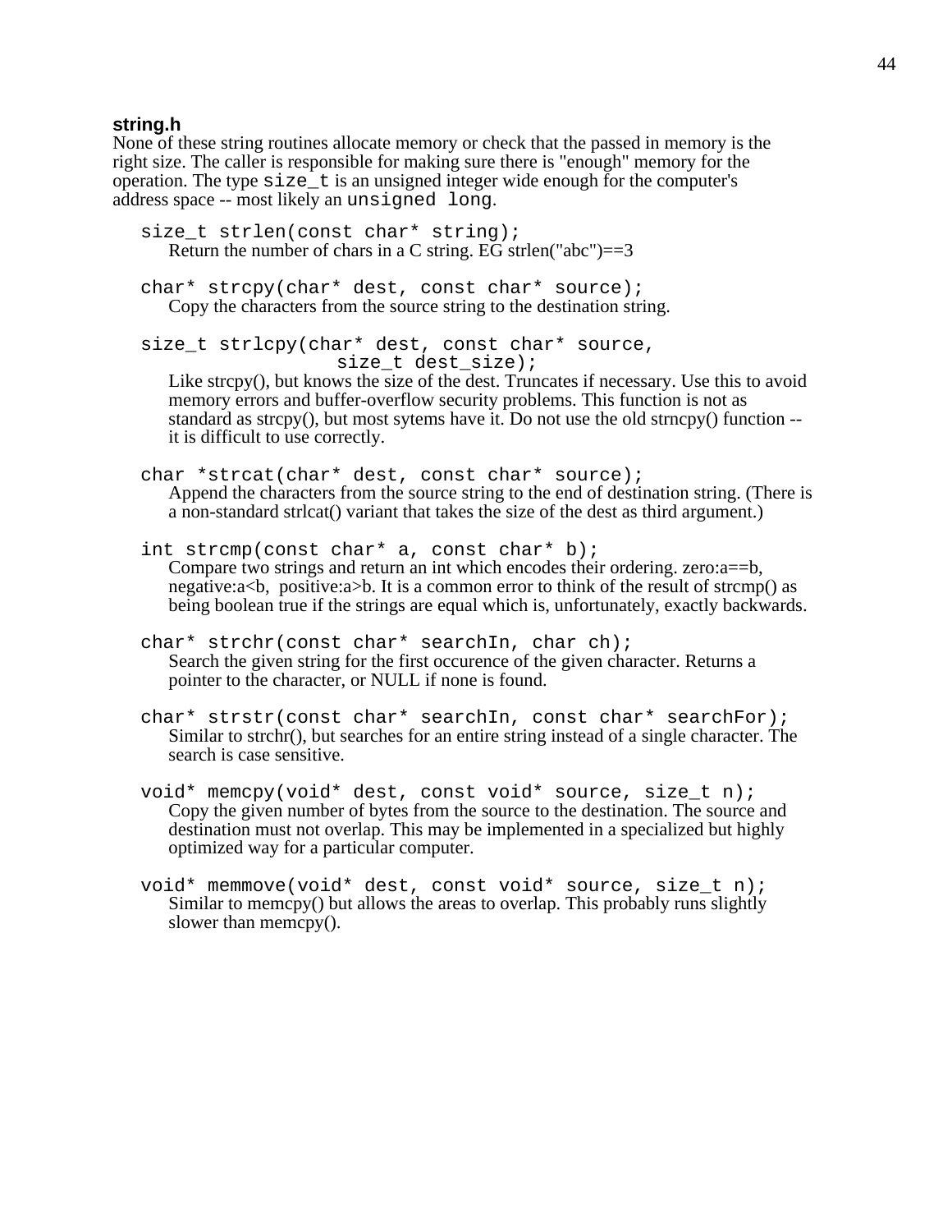### string.h

None of these string routines allocate memory or check that the passed in memory is the right size. The caller is responsible for making sure there is "enough" memory for the operation. The type `size_t` is an unsigned integer wide enough for the computer's address space -- most likely an `unsigned long`.

```
size_t strlen(const char* string);
```
Return the number of chars in a C string. EG strlen("abc")==3

```
char* strcpy(char* dest, const char* source);
```
Copy the characters from the source string to the destination string.

```
size_t strlcpy(char* dest, const char* source,
                  size_t dest_size);
```
Like strcpy(), but knows the size of the dest. Truncates if necessary. Use this to avoid memory errors and buffer-overflow security problems. This function is not as standard as strcpy(), but most sytems have it. Do not use the old strncpy() function -- it is difficult to use correctly.

```
char *strcat(char* dest, const char* source);
```
Append the characters from the source string to the end of destination string. (There is a non-standard strlcat() variant that takes the size of the dest as third argument.)

```
int strcmp(const char* a, const char* b);
```
Compare two strings and return an int which encodes their ordering. zero:a==b, negative:a<b, positive:a>b. It is a common error to think of the result of strcmp() as being boolean true if the strings are equal which is, unfortunately, exactly backwards.

```
char* strchr(const char* searchIn, char ch);
```
Search the given string for the first occurence of the given character. Returns a pointer to the character, or NULL if none is found.

```
char* strstr(const char* searchIn, const char* searchFor);
```
Similar to strchr(), but searches for an entire string instead of a single character. The search is case sensitive.

```
void* memcpy(void* dest, const void* source, size_t n);
```
Copy the given number of bytes from the source to the destination. The source and destination must not overlap. This may be implemented in a specialized but highly optimized way for a particular computer.

```
void* memmove(void* dest, const void* source, size_t n);
```
Similar to memcpy() but allows the areas to overlap. This probably runs slightly slower than memcpy().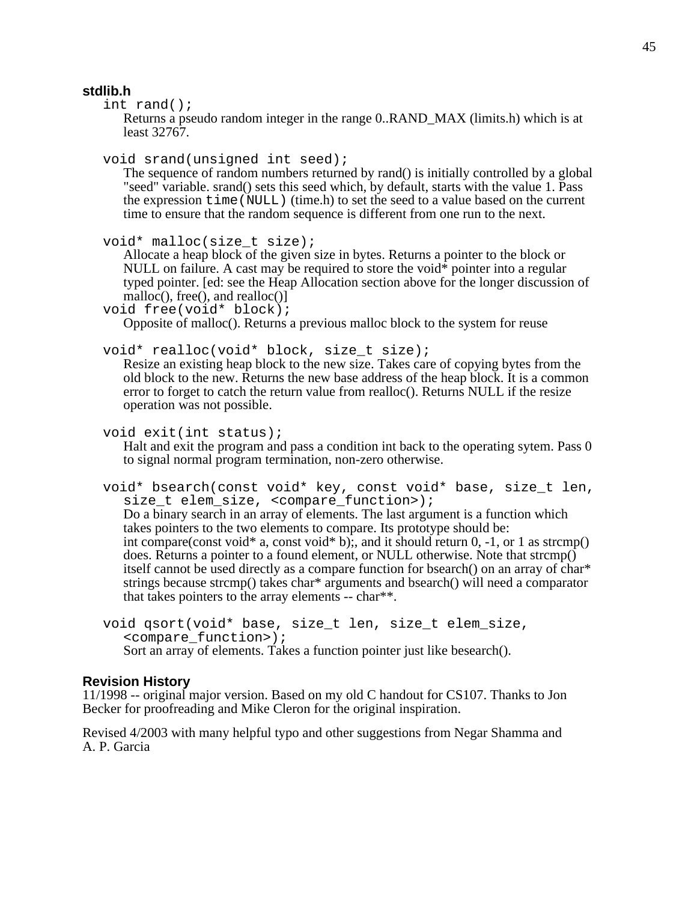### stdlib.h

`int rand();`

Returns a pseudo random integer in the range 0..RAND_MAX (limits.h) which is at least 32767.

`void srand(unsigned int seed);`

The sequence of random numbers returned by rand() is initially controlled by a global "seed" variable. srand() sets this seed which, by default, starts with the value 1. Pass the expression `time(NULL)` (time.h) to set the seed to a value based on the current time to ensure that the random sequence is different from one run to the next.

`void* malloc(size_t size);`

Allocate a heap block of the given size in bytes. Returns a pointer to the block or NULL on failure. A cast may be required to store the void* pointer into a regular typed pointer. [ed: see the Heap Allocation section above for the longer discussion of malloc(), free(), and realloc()]

`void free(void* block);`

Opposite of malloc(). Returns a previous malloc block to the system for reuse

`void* realloc(void* block, size_t size);`

Resize an existing heap block to the new size. Takes care of copying bytes from the old block to the new. Returns the new base address of the heap block. It is a common error to forget to catch the return value from realloc(). Returns NULL if the resize operation was not possible.

`void exit(int status);`

Halt and exit the program and pass a condition int back to the operating sytem. Pass 0 to signal normal program termination, non-zero otherwise.

```
void* bsearch(const void* key, const void* base, size_t len,
    size_t elem_size, <compare_function>);
```

Do a binary search in an array of elements. The last argument is a function which takes pointers to the two elements to compare. Its prototype should be: int compare(const void* a, const void* b);, and it should return 0, -1, or 1 as strcmp() does. Returns a pointer to a found element, or NULL otherwise. Note that strcmp() itself cannot be used directly as a compare function for bsearch() on an array of char* strings because strcmp() takes char* arguments and bsearch() will need a comparator that takes pointers to the array elements -- char**.

```
void qsort(void* base, size_t len, size_t elem_size,
    <compare_function>);
```

Sort an array of elements. Takes a function pointer just like besearch().

### Revision History

11/1998 -- original major version. Based on my old C handout for CS107. Thanks to Jon Becker for proofreading and Mike Cleron for the original inspiration.

Revised 4/2003 with many helpful typo and other suggestions from Negar Shamma and A. P. Garcia